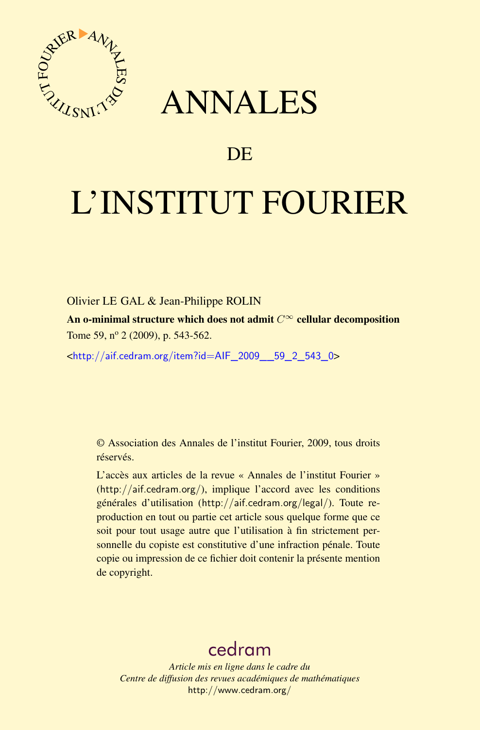# ANNALES

## DE

# L'INSTITUT FOURIER

Olivier LE GAL & Jean-Philippe ROLIN

**An o-minimal structure which does not admit $C^\infty$ cellular decomposition**

Tome 59, nº 2 (2009), p. 543-562.

<http://aif.cedram.org/item?id=AIF_2009__59_2_543_0>

© Association des Annales de l'institut Fourier, 2009, tous droits réservés.

L'accès aux articles de la revue « Annales de l'institut Fourier » (http://aif.cedram.org/), implique l'accord avec les conditions générales d'utilisation (http://aif.cedram.org/legal/). Toute reproduction en tout ou partie cet article sous quelque forme que ce soit pour tout usage autre que l'utilisation à fin strictement personnelle du copiste est constitutive d'une infraction pénale. Toute copie ou impression de ce fichier doit contenir la présente mention de copyright.

cedram

*Article mis en ligne dans le cadre du*
*Centre de diffusion des revues académiques de mathématiques*
http://www.cedram.org/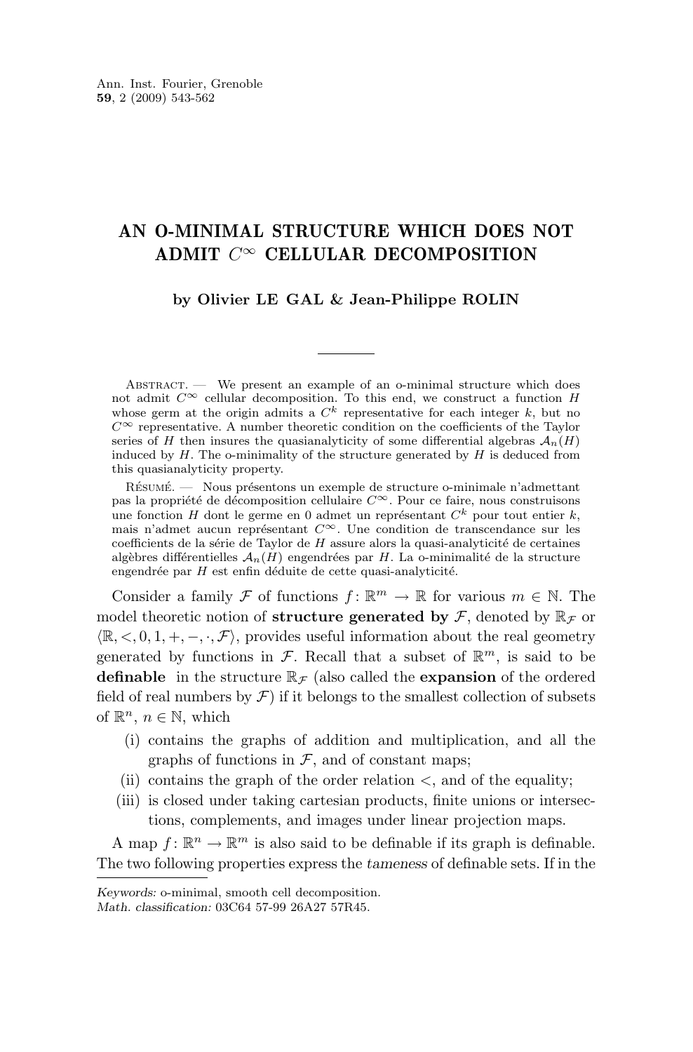# AN O-MINIMAL STRUCTURE WHICH DOES NOT ADMIT $C^\infty$ CELLULAR DECOMPOSITION

**by Olivier LE GAL & Jean-Philippe ROLIN**

Abstract. — We present an example of an o-minimal structure which does not admit $C^\infty$ cellular decomposition. To this end, we construct a function $H$ whose germ at the origin admits a $C^k$ representative for each integer $k$, but no $C^\infty$ representative. A number theoretic condition on the coefficients of the Taylor series of $H$ then insures the quasianalyticity of some differential algebras $\mathcal{A}_n(H)$ induced by $H$. The o-minimality of the structure generated by $H$ is deduced from this quasianalyticity property.

Résumé. — Nous présentons un exemple de structure o-minimale n'admettant pas la propriété de décomposition cellulaire $C^\infty$. Pour ce faire, nous construisons une fonction $H$ dont le germe en 0 admet un représentant $C^k$ pour tout entier $k$, mais n'admet aucun représentant $C^\infty$. Une condition de transcendance sur les coefficients de la série de Taylor de $H$ assure alors la quasi-analyticité de certaines algèbres différentielles $\mathcal{A}_n(H)$ engendrées par $H$. La o-minimalité de la structure engendrée par $H$ est enfin déduite de cette quasi-analyticité.

Consider a family $\mathcal{F}$ of functions $f\colon \mathbb{R}^m \to \mathbb{R}$ for various $m \in \mathbb{N}$. The model theoretic notion of **structure generated by** $\mathcal{F}$, denoted by $\mathbb{R}_{\mathcal{F}}$ or $\langle \mathbb{R}, <, 0, 1, +, -, \cdot, \mathcal{F}\rangle$, provides useful information about the real geometry generated by functions in $\mathcal{F}$. Recall that a subset of $\mathbb{R}^m$, is said to be **definable** in the structure $\mathbb{R}_{\mathcal{F}}$ (also called the **expansion** of the ordered field of real numbers by $\mathcal{F}$) if it belongs to the smallest collection of subsets of $\mathbb{R}^n$, $n \in \mathbb{N}$, which

(i) contains the graphs of addition and multiplication, and all the graphs of functions in $\mathcal{F}$, and of constant maps;
(ii) contains the graph of the order relation $<$, and of the equality;
(iii) is closed under taking cartesian products, finite unions or intersections, complements, and images under linear projection maps.

A map $f\colon \mathbb{R}^n \to \mathbb{R}^m$ is also said to be definable if its graph is definable. The two following properties express the *tameness* of definable sets. If in the

*Keywords:* o-minimal, smooth cell decomposition.
*Math. classification:* 03C64 57-99 26A27 57R45.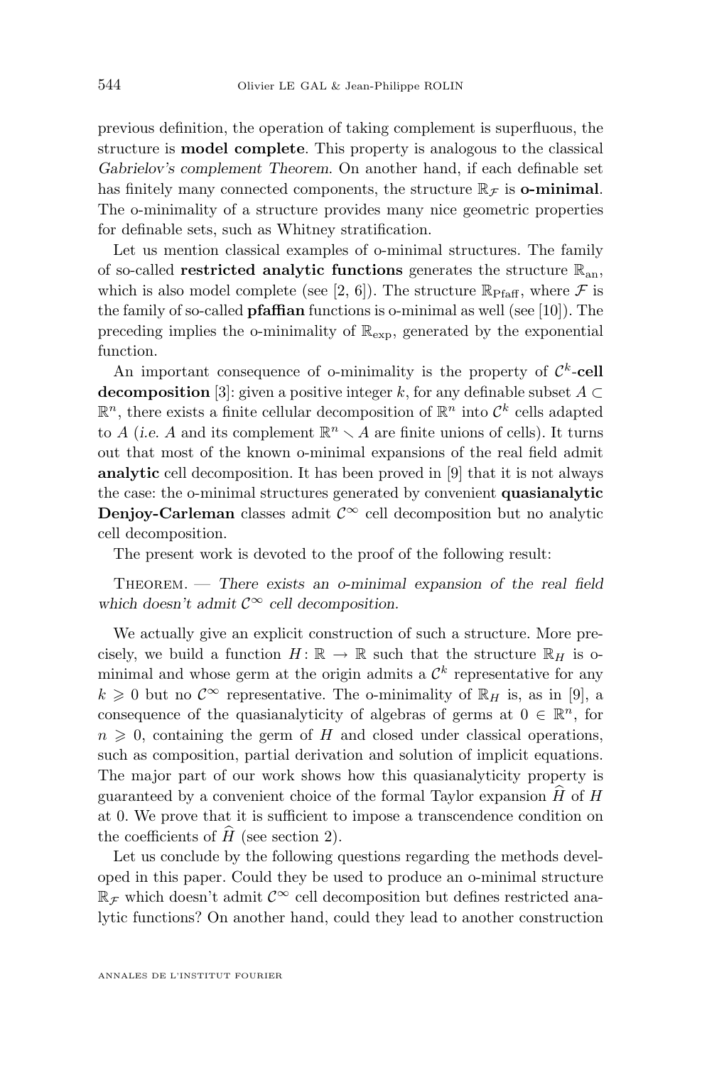previous definition, the operation of taking complement is superfluous, the structure is **model complete**. This property is analogous to the classical *Gabrielov's complement Theorem*. On another hand, if each definable set has finitely many connected components, the structure $\mathbb{R}_{\mathcal{F}}$ is **o-minimal**. The o-minimality of a structure provides many nice geometric properties for definable sets, such as Whitney stratification.

Let us mention classical examples of o-minimal structures. The family of so-called **restricted analytic functions** generates the structure $\mathbb{R}_{\text{an}}$, which is also model complete (see [2, 6]). The structure $\mathbb{R}_{\text{Pfaff}}$, where $\mathcal{F}$ is the family of so-called **pfaffian** functions is o-minimal as well (see [10]). The preceding implies the o-minimality of $\mathbb{R}_{\exp}$, generated by the exponential function.

An important consequence of o-minimality is the property of $\mathcal{C}^k$-**cell decomposition** [3]: given a positive integer $k$, for any definable subset $A \subset \mathbb{R}^n$, there exists a finite cellular decomposition of $\mathbb{R}^n$ into $\mathcal{C}^k$ cells adapted to $A$ (*i.e.* $A$ and its complement $\mathbb{R}^n \setminus A$ are finite unions of cells). It turns out that most of the known o-minimal expansions of the real field admit **analytic** cell decomposition. It has been proved in [9] that it is not always the case: the o-minimal structures generated by convenient **quasianalytic Denjoy-Carleman** classes admit $\mathcal{C}^\infty$ cell decomposition but no analytic cell decomposition.

The present work is devoted to the proof of the following result:

Theorem. — *There exists an o-minimal expansion of the real field which doesn't admit $\mathcal{C}^\infty$ cell decomposition.*

We actually give an explicit construction of such a structure. More precisely, we build a function $H: \mathbb{R} \to \mathbb{R}$ such that the structure $\mathbb{R}_H$ is o-minimal and whose germ at the origin admits a $\mathcal{C}^k$ representative for any $k \geqslant 0$ but no $\mathcal{C}^\infty$ representative. The o-minimality of $\mathbb{R}_H$ is, as in [9], a consequence of the quasianalyticity of algebras of germs at $0 \in \mathbb{R}^n$, for $n \geqslant 0$, containing the germ of $H$ and closed under classical operations, such as composition, partial derivation and solution of implicit equations. The major part of our work shows how this quasianalyticity property is guaranteed by a convenient choice of the formal Taylor expansion $\widehat{H}$ of $H$ at 0. We prove that it is sufficient to impose a transcendence condition on the coefficients of $\widehat{H}$ (see section 2).

Let us conclude by the following questions regarding the methods developed in this paper. Could they be used to produce an o-minimal structure $\mathbb{R}_{\mathcal{F}}$ which doesn't admit $\mathcal{C}^\infty$ cell decomposition but defines restricted analytic functions? On another hand, could they lead to another construction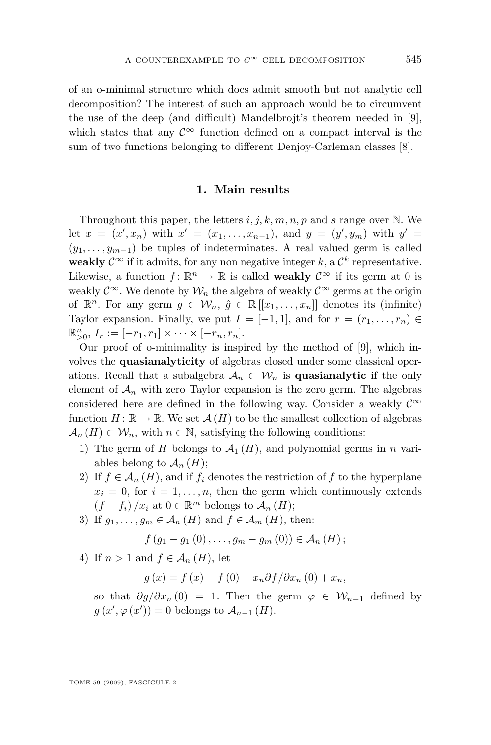of an o-minimal structure which does admit smooth but not analytic cell decomposition? The interest of such an approach would be to circumvent the use of the deep (and difficult) Mandelbrojt's theorem needed in [9], which states that any $\mathcal{C}^\infty$ function defined on a compact interval is the sum of two functions belonging to different Denjoy-Carleman classes [8].

## 1. Main results

Throughout this paper, the letters $i, j, k, m, n, p$ and $s$ range over $\mathbb{N}$. We let $x = (x', x_n)$ with $x' = (x_1, \ldots, x_{n-1})$, and $y = (y', y_m)$ with $y' = (y_1, \ldots, y_{m-1})$ be tuples of indeterminates. A real valued germ is called **weakly** $\mathcal{C}^\infty$ if it admits, for any non negative integer $k$, a $\mathcal{C}^k$ representative. Likewise, a function $f\colon \mathbb{R}^n \to \mathbb{R}$ is called **weakly** $\mathcal{C}^\infty$ if its germ at 0 is weakly $\mathcal{C}^\infty$. We denote by $\mathcal{W}_n$ the algebra of weakly $\mathcal{C}^\infty$ germs at the origin of $\mathbb{R}^n$. For any germ $g \in \mathcal{W}_n$, $\hat{g} \in \mathbb{R}[[x_1, \ldots, x_n]]$ denotes its (infinite) Taylor expansion. Finally, we put $I = [-1, 1]$, and for $r = (r_1, \ldots, r_n) \in \mathbb{R}^n_{>0}$, $I_r := [-r_1, r_1] \times \cdots \times [-r_n, r_n]$.

Our proof of o-minimality is inspired by the method of [9], which involves the **quasianalyticity** of algebras closed under some classical operations. Recall that a subalgebra $\mathcal{A}_n \subset \mathcal{W}_n$ is **quasianalytic** if the only element of $\mathcal{A}_n$ with zero Taylor expansion is the zero germ. The algebras considered here are defined in the following way. Consider a weakly $\mathcal{C}^\infty$ function $H\colon \mathbb{R} \to \mathbb{R}$. We set $\mathcal{A}(H)$ to be the smallest collection of algebras $\mathcal{A}_n(H) \subset \mathcal{W}_n$, with $n \in \mathbb{N}$, satisfying the following conditions:

1) The germ of $H$ belongs to $\mathcal{A}_1(H)$, and polynomial germs in $n$ variables belong to $\mathcal{A}_n(H)$;
2) If $f \in \mathcal{A}_n(H)$, and if $f_i$ denotes the restriction of $f$ to the hyperplane $x_i = 0$, for $i = 1, \ldots, n$, then the germ which continuously extends $(f - f_i)/x_i$ at $0 \in \mathbb{R}^m$ belongs to $\mathcal{A}_n(H)$;
3) If $g_1, \ldots, g_m \in \mathcal{A}_n(H)$ and $f \in \mathcal{A}_m(H)$, then:
$$f(g_1 - g_1(0), \ldots, g_m - g_m(0)) \in \mathcal{A}_n(H);$$
4) If $n > 1$ and $f \in \mathcal{A}_n(H)$, let
$$g(x) = f(x) - f(0) - x_n \partial f/\partial x_n(0) + x_n,$$
so that $\partial g/\partial x_n(0) = 1$. Then the germ $\varphi \in \mathcal{W}_{n-1}$ defined by $g(x', \varphi(x')) = 0$ belongs to $\mathcal{A}_{n-1}(H)$.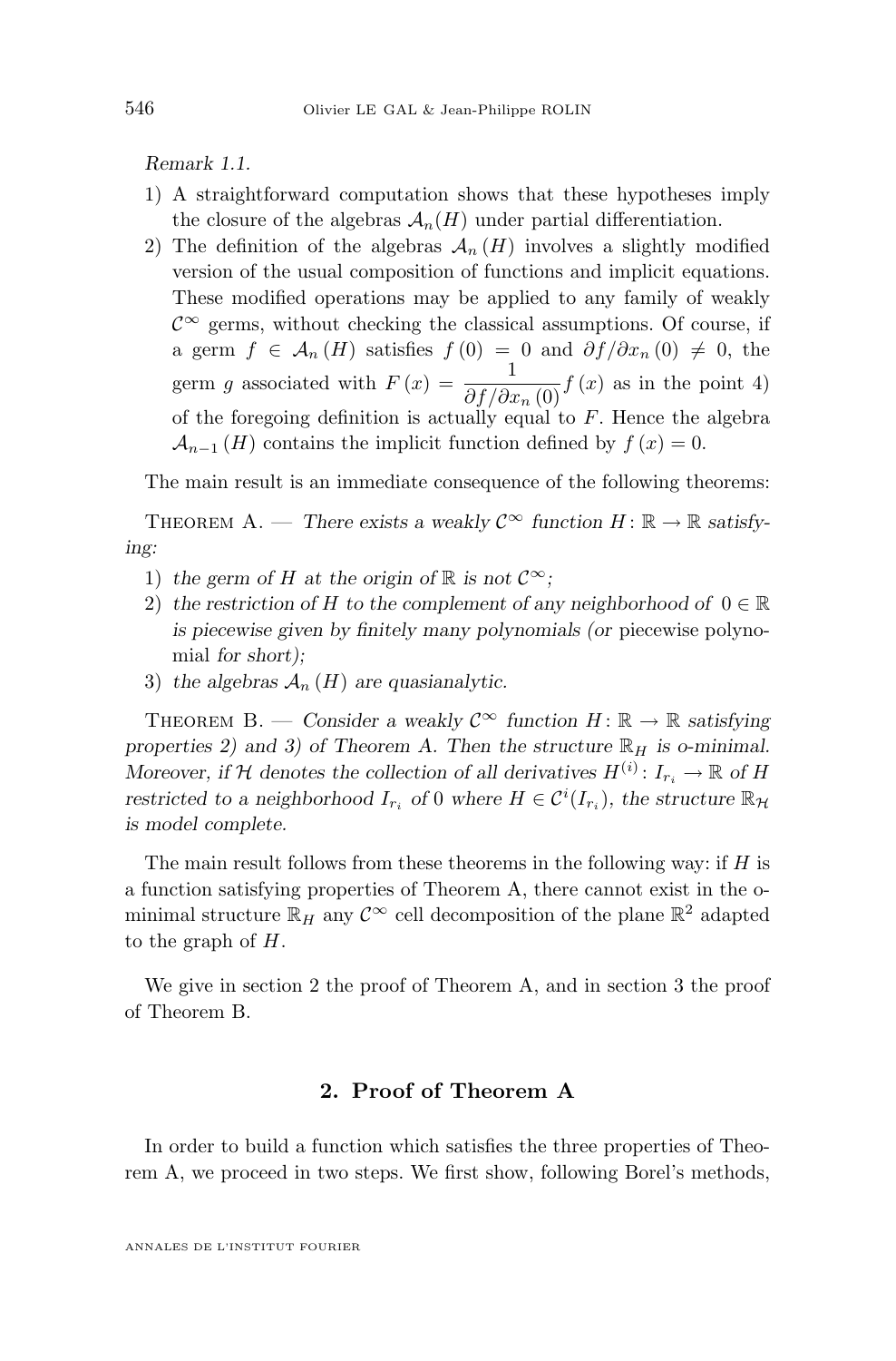*Remark 1.1.*

1) A straightforward computation shows that these hypotheses imply the closure of the algebras $\mathcal{A}_n(H)$ under partial differentiation.
2) The definition of the algebras $\mathcal{A}_n(H)$ involves a slightly modified version of the usual composition of functions and implicit equations. These modified operations may be applied to any family of weakly $\mathcal{C}^\infty$ germs, without checking the classical assumptions. Of course, if a germ $f \in \mathcal{A}_n(H)$ satisfies $f(0) = 0$ and $\partial f/\partial x_n(0) \neq 0$, the germ $g$ associated with $F(x) = \dfrac{1}{\partial f/\partial x_n(0)} f(x)$ as in the point 4) of the foregoing definition is actually equal to $F$. Hence the algebra $\mathcal{A}_{n-1}(H)$ contains the implicit function defined by $f(x) = 0$.

The main result is an immediate consequence of the following theorems:

Theorem A. — *There exists a weakly $\mathcal{C}^\infty$ function $H\colon \mathbb{R} \to \mathbb{R}$ satisfying:*

1) *the germ of $H$ at the origin of $\mathbb{R}$ is not $\mathcal{C}^\infty$;*
2) *the restriction of $H$ to the complement of any neighborhood of $0 \in \mathbb{R}$ is piecewise given by finitely many polynomials (or* piecewise polynomial *for short);*
3) *the algebras $\mathcal{A}_n(H)$ are quasianalytic.*

Theorem B. — *Consider a weakly $\mathcal{C}^\infty$ function $H\colon \mathbb{R} \to \mathbb{R}$ satisfying properties 2) and 3) of Theorem A. Then the structure $\mathbb{R}_H$ is o-minimal. Moreover, if $\mathcal{H}$ denotes the collection of all derivatives $H^{(i)}\colon I_{r_i} \to \mathbb{R}$ of $H$ restricted to a neighborhood $I_{r_i}$ of $0$ where $H \in \mathcal{C}^i(I_{r_i})$, the structure $\mathbb{R}_{\mathcal{H}}$ is model complete.*

The main result follows from these theorems in the following way: if $H$ is a function satisfying properties of Theorem A, there cannot exist in the o-minimal structure $\mathbb{R}_H$ any $\mathcal{C}^\infty$ cell decomposition of the plane $\mathbb{R}^2$ adapted to the graph of $H$.

We give in section 2 the proof of Theorem A, and in section 3 the proof of Theorem B.

## 2. Proof of Theorem A

In order to build a function which satisfies the three properties of Theorem A, we proceed in two steps. We first show, following Borel's methods,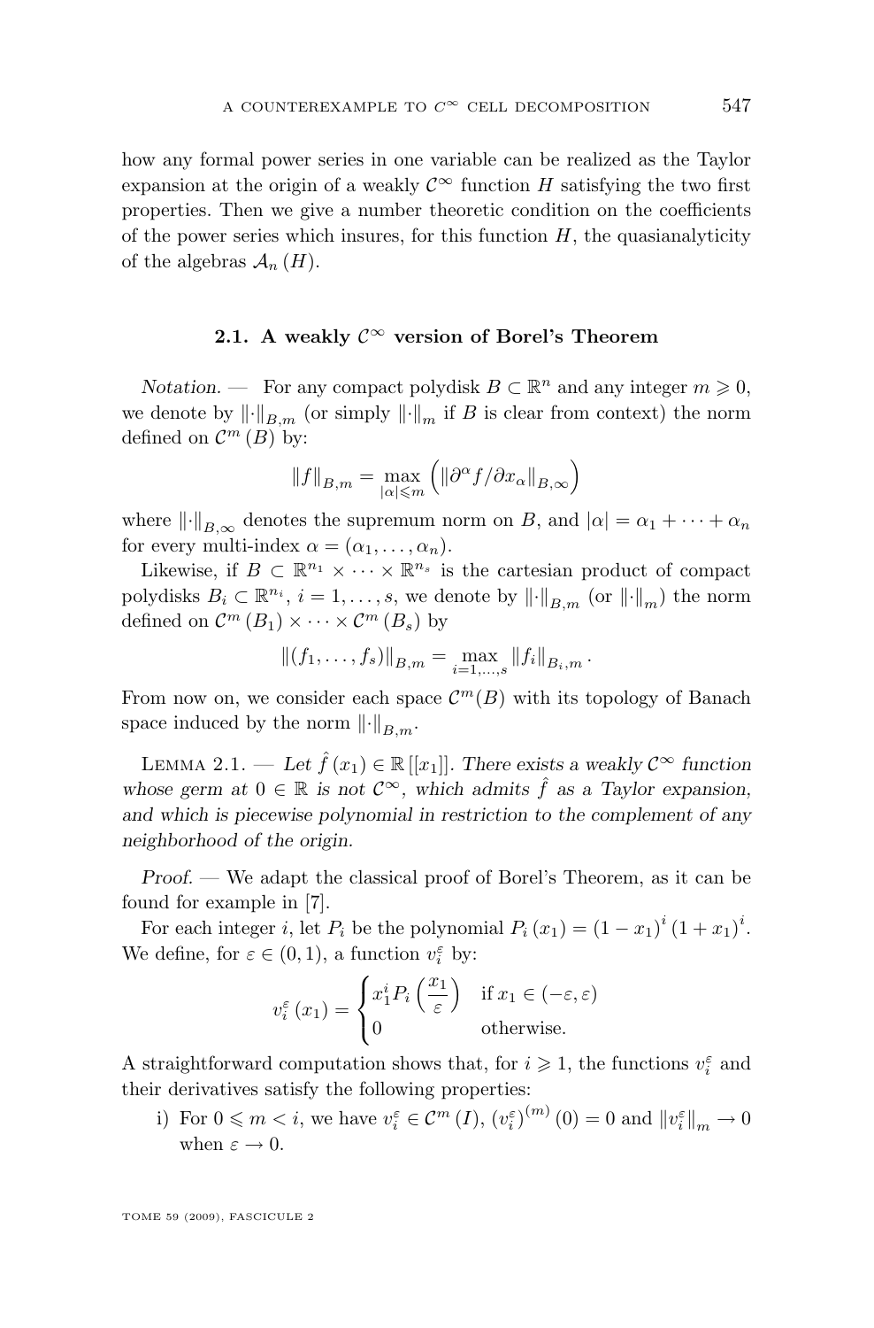how any formal power series in one variable can be realized as the Taylor expansion at the origin of a weakly $\mathcal{C}^\infty$ function $H$ satisfying the two first properties. Then we give a number theoretic condition on the coefficients of the power series which insures, for this function $H$, the quasianalyticity of the algebras $\mathcal{A}_n(H)$.

## 2.1. A weakly $\mathcal{C}^\infty$ version of Borel's Theorem

*Notation.* — For any compact polydisk $B \subset \mathbb{R}^n$ and any integer $m \geqslant 0$, we denote by $\|\cdot\|_{B,m}$ (or simply $\|\cdot\|_m$ if $B$ is clear from context) the norm defined on $\mathcal{C}^m(B)$ by:

$$\|f\|_{B,m} = \max_{|\alpha| \leqslant m} \left( \|\partial^\alpha f / \partial x_\alpha\|_{B,\infty} \right)$$

where $\|\cdot\|_{B,\infty}$ denotes the supremum norm on $B$, and $|\alpha| = \alpha_1 + \cdots + \alpha_n$ for every multi-index $\alpha = (\alpha_1, \ldots, \alpha_n)$.

Likewise, if $B \subset \mathbb{R}^{n_1} \times \cdots \times \mathbb{R}^{n_s}$ is the cartesian product of compact polydisks $B_i \subset \mathbb{R}^{n_i}$, $i = 1, \ldots, s$, we denote by $\|\cdot\|_{B,m}$ (or $\|\cdot\|_m$) the norm defined on $\mathcal{C}^m(B_1) \times \cdots \times \mathcal{C}^m(B_s)$ by

$$\|(f_1, \ldots, f_s)\|_{B,m} = \max_{i=1,\ldots,s} \|f_i\|_{B_i,m}.$$

From now on, we consider each space $\mathcal{C}^m(B)$ with its topology of Banach space induced by the norm $\|\cdot\|_{B,m}$.

Lemma 2.1. — *Let $\hat{f}(x_1) \in \mathbb{R}[[x_1]]$. There exists a weakly $\mathcal{C}^\infty$ function whose germ at $0 \in \mathbb{R}$ is not $\mathcal{C}^\infty$, which admits $\hat{f}$ as a Taylor expansion, and which is piecewise polynomial in restriction to the complement of any neighborhood of the origin.*

*Proof.* — We adapt the classical proof of Borel's Theorem, as it can be found for example in [7].

For each integer $i$, let $P_i$ be the polynomial $P_i(x_1) = (1 - x_1)^i (1 + x_1)^i$. We define, for $\varepsilon \in (0, 1)$, a function $v_i^\varepsilon$ by:

$$v_i^\varepsilon(x_1) = \begin{cases} x_1^i P_i\left(\dfrac{x_1}{\varepsilon}\right) & \text{if } x_1 \in (-\varepsilon, \varepsilon) \\ 0 & \text{otherwise.} \end{cases}$$

A straightforward computation shows that, for $i \geqslant 1$, the functions $v_i^\varepsilon$ and their derivatives satisfy the following properties:

i) For $0 \leqslant m < i$, we have $v_i^\varepsilon \in \mathcal{C}^m(I)$, $(v_i^\varepsilon)^{(m)}(0) = 0$ and $\|v_i^\varepsilon\|_m \to 0$ when $\varepsilon \to 0$.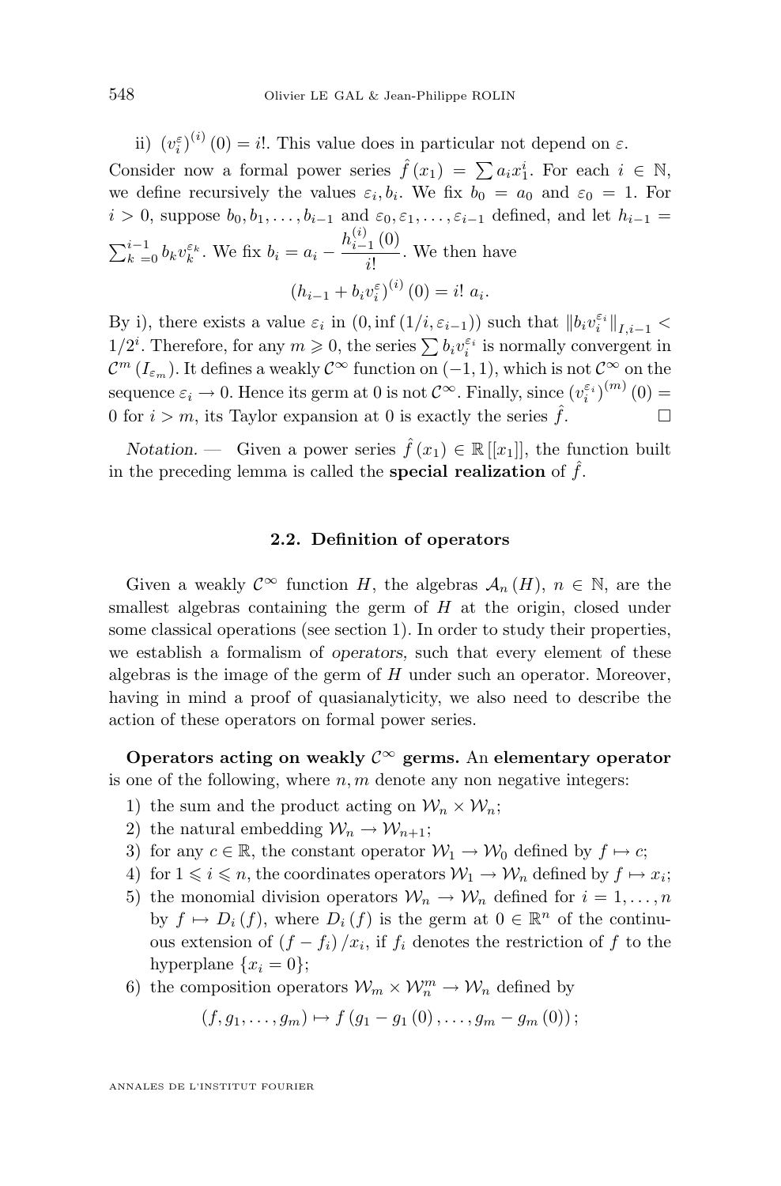ii) $(v_i^\varepsilon)^{(i)}(0) = i!$. This value does in particular not depend on $\varepsilon$.

Consider now a formal power series $\hat{f}(x_1) = \sum a_i x_1^i$. For each $i \in \mathbb{N}$, we define recursively the values $\varepsilon_i, b_i$. We fix $b_0 = a_0$ and $\varepsilon_0 = 1$. For $i > 0$, suppose $b_0, b_1, \ldots, b_{i-1}$ and $\varepsilon_0, \varepsilon_1, \ldots, \varepsilon_{i-1}$ defined, and let $h_{i-1} = \sum_{k=0}^{i-1} b_k v_k^{\varepsilon_k}$. We fix $b_i = a_i - \dfrac{h_{i-1}^{(i)}(0)}{i!}$. We then have

$$\left(h_{i-1} + b_i v_i^\varepsilon\right)^{(i)}(0) = i!\ a_i.$$

By i), there exists a value $\varepsilon_i$ in $(0, \inf(1/i, \varepsilon_{i-1}))$ such that $\|b_i v_i^{\varepsilon_i}\|_{I,i-1} < 1/2^i$. Therefore, for any $m \geqslant 0$, the series $\sum b_i v_i^{\varepsilon_i}$ is normally convergent in $\mathcal{C}^m(I_{\varepsilon_m})$. It defines a weakly $\mathcal{C}^\infty$ function on $(-1,1)$, which is not $\mathcal{C}^\infty$ on the sequence $\varepsilon_i \to 0$. Hence its germ at 0 is not $\mathcal{C}^\infty$. Finally, since $(v_i^{\varepsilon_i})^{(m)}(0) = 0$ for $i > m$, its Taylor expansion at 0 is exactly the series $\hat{f}$. $\square$

*Notation.* — Given a power series $\hat{f}(x_1) \in \mathbb{R}[[x_1]]$, the function built in the preceding lemma is called the **special realization** of $\hat{f}$.

### 2.2. Definition of operators

Given a weakly $\mathcal{C}^\infty$ function $H$, the algebras $\mathcal{A}_n(H)$, $n \in \mathbb{N}$, are the smallest algebras containing the germ of $H$ at the origin, closed under some classical operations (see section 1). In order to study their properties, we establish a formalism of *operators*, such that every element of these algebras is the image of the germ of $H$ under such an operator. Moreover, having in mind a proof of quasianalyticity, we also need to describe the action of these operators on formal power series.

**Operators acting on weakly $\mathcal{C}^\infty$ germs.** An **elementary operator** is one of the following, where $n, m$ denote any non negative integers:

1) the sum and the product acting on $\mathcal{W}_n \times \mathcal{W}_n$;
2) the natural embedding $\mathcal{W}_n \to \mathcal{W}_{n+1}$;
3) for any $c \in \mathbb{R}$, the constant operator $\mathcal{W}_1 \to \mathcal{W}_0$ defined by $f \mapsto c$;
4) for $1 \leqslant i \leqslant n$, the coordinates operators $\mathcal{W}_1 \to \mathcal{W}_n$ defined by $f \mapsto x_i$;
5) the monomial division operators $\mathcal{W}_n \to \mathcal{W}_n$ defined for $i = 1, \ldots, n$ by $f \mapsto D_i(f)$, where $D_i(f)$ is the germ at $0 \in \mathbb{R}^n$ of the continuous extension of $(f - f_i)/x_i$, if $f_i$ denotes the restriction of $f$ to the hyperplane $\{x_i = 0\}$;
6) the composition operators $\mathcal{W}_m \times \mathcal{W}_n^m \to \mathcal{W}_n$ defined by

$$(f, g_1, \ldots, g_m) \mapsto f(g_1 - g_1(0), \ldots, g_m - g_m(0));$$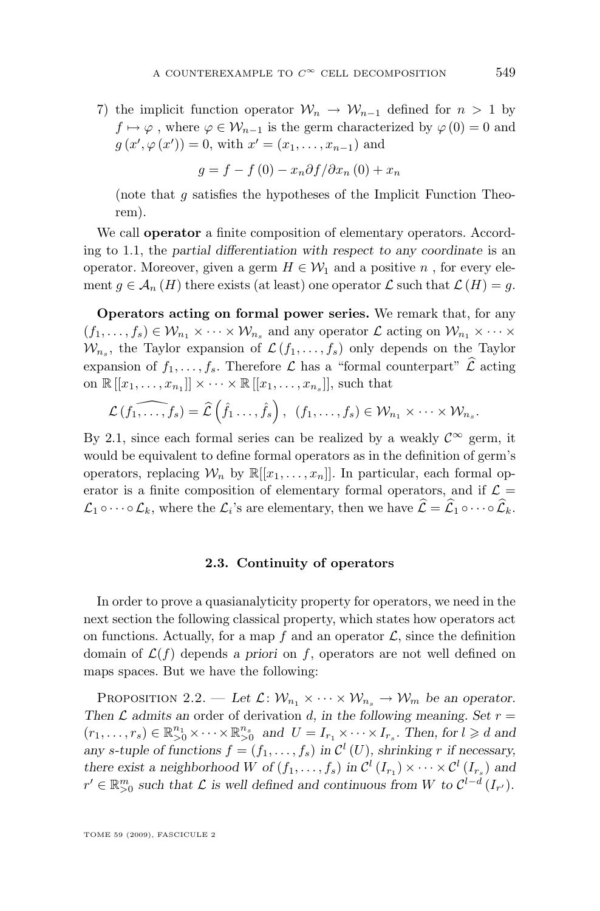7) the implicit function operator $\mathcal{W}_n \to \mathcal{W}_{n-1}$ defined for $n > 1$ by $f \mapsto \varphi$ , where $\varphi \in \mathcal{W}_{n-1}$ is the germ characterized by $\varphi(0) = 0$ and $g(x', \varphi(x')) = 0$, with $x' = (x_1, \dots, x_{n-1})$ and

$$g = f - f(0) - x_n \partial f / \partial x_n (0) + x_n$$

(note that $g$ satisfies the hypotheses of the Implicit Function Theorem).

We call **operator** a finite composition of elementary operators. According to 1.1, the *partial differentiation with respect to any coordinate* is an operator. Moreover, given a germ $H \in \mathcal{W}_1$ and a positive $n$ , for every element $g \in \mathcal{A}_n(H)$ there exists (at least) one operator $\mathcal{L}$ such that $\mathcal{L}(H) = g$.

**Operators acting on formal power series.** We remark that, for any $(f_1, \dots, f_s) \in \mathcal{W}_{n_1} \times \dots \times \mathcal{W}_{n_s}$ and any operator $\mathcal{L}$ acting on $\mathcal{W}_{n_1} \times \dots \times \mathcal{W}_{n_s}$, the Taylor expansion of $\mathcal{L}(f_1, \dots, f_s)$ only depends on the Taylor expansion of $f_1, \dots, f_s$. Therefore $\mathcal{L}$ has a "formal counterpart" $\widehat{\mathcal{L}}$ acting on $\mathbb{R}[[x_1, \dots, x_{n_1}]] \times \dots \times \mathbb{R}[[x_1, \dots, x_{n_s}]]$, such that

$$\widehat{\mathcal{L}(f_1, \dots, f_s)} = \widehat{\mathcal{L}}\left(\hat{f}_1 \dots, \hat{f}_s\right), \;\; (f_1, \dots, f_s) \in \mathcal{W}_{n_1} \times \dots \times \mathcal{W}_{n_s}.$$

By 2.1, since each formal series can be realized by a weakly $\mathcal{C}^\infty$ germ, it would be equivalent to define formal operators as in the definition of germ's operators, replacing $\mathcal{W}_n$ by $\mathbb{R}[[x_1, \dots, x_n]]$. In particular, each formal operator is a finite composition of elementary formal operators, and if $\mathcal{L} = \mathcal{L}_1 \circ \dots \circ \mathcal{L}_k$, where the $\mathcal{L}_i$'s are elementary, then we have $\widehat{\mathcal{L}} = \widehat{\mathcal{L}}_1 \circ \dots \circ \widehat{\mathcal{L}}_k$.

### 2.3. Continuity of operators

In order to prove a quasianalyticity property for operators, we need in the next section the following classical property, which states how operators act on functions. Actually, for a map $f$ and an operator $\mathcal{L}$, since the definition domain of $\mathcal{L}(f)$ depends *a priori* on $f$, operators are not well defined on maps spaces. But we have the following:

Proposition 2.2. — *Let $\mathcal{L} \colon \mathcal{W}_{n_1} \times \dots \times \mathcal{W}_{n_s} \to \mathcal{W}_m$ be an operator. Then $\mathcal{L}$ admits an* order of derivation *$d$, in the following meaning. Set $r = (r_1, \dots, r_s) \in \mathbb{R}^{n_1}_{>0} \times \dots \times \mathbb{R}^{n_s}_{>0}$ and $U = I_{r_1} \times \dots \times I_{r_s}$. Then, for $l \geqslant d$ and any $s$-tuple of functions $f = (f_1, \dots, f_s)$ in $\mathcal{C}^l(U)$, shrinking $r$ if necessary, there exist a neighborhood $W$ of $(f_1, \dots, f_s)$ in $\mathcal{C}^l(I_{r_1}) \times \dots \times \mathcal{C}^l(I_{r_s})$ and $r' \in \mathbb{R}^m_{>0}$ such that $\mathcal{L}$ is well defined and continuous from $W$ to $\mathcal{C}^{l-d}(I_{r'})$.*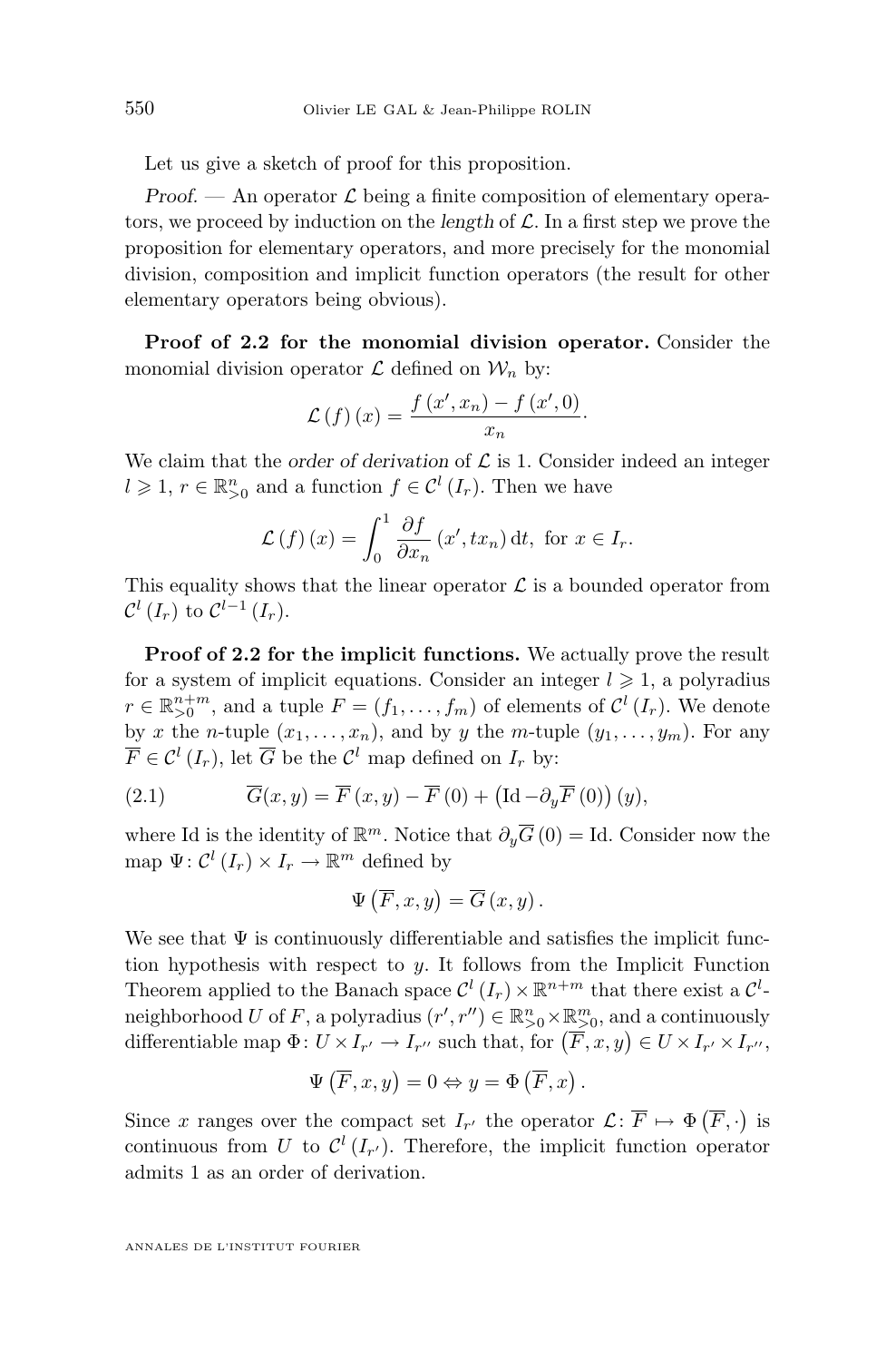Let us give a sketch of proof for this proposition.

*Proof.* — An operator $\mathcal{L}$ being a finite composition of elementary operators, we proceed by induction on the *length* of $\mathcal{L}$. In a first step we prove the proposition for elementary operators, and more precisely for the monomial division, composition and implicit function operators (the result for other elementary operators being obvious).

**Proof of 2.2 for the monomial division operator.** Consider the monomial division operator $\mathcal{L}$ defined on $\mathcal{W}_n$ by:

$$\mathcal{L}(f)(x) = \frac{f(x', x_n) - f(x', 0)}{x_n}.$$

We claim that the *order of derivation* of $\mathcal{L}$ is 1. Consider indeed an integer $l \geqslant 1$, $r \in \mathbb{R}^n_{>0}$ and a function $f \in \mathcal{C}^l(I_r)$. Then we have

$$\mathcal{L}(f)(x) = \int_0^1 \frac{\partial f}{\partial x_n}(x', tx_n)\,\mathrm{d}t, \text{ for } x \in I_r.$$

This equality shows that the linear operator $\mathcal{L}$ is a bounded operator from $\mathcal{C}^l(I_r)$ to $\mathcal{C}^{l-1}(I_r)$.

**Proof of 2.2 for the implicit functions.** We actually prove the result for a system of implicit equations. Consider an integer $l \geqslant 1$, a polyradius $r \in \mathbb{R}^{n+m}_{>0}$, and a tuple $F = (f_1, \ldots, f_m)$ of elements of $\mathcal{C}^l(I_r)$. We denote by $x$ the $n$-tuple $(x_1, \ldots, x_n)$, and by $y$ the $m$-tuple $(y_1, \ldots, y_m)$. For any $\overline{F} \in \mathcal{C}^l(I_r)$, let $\overline{G}$ be the $\mathcal{C}^l$ map defined on $I_r$ by:

$$\overline{G}(x, y) = \overline{F}(x, y) - \overline{F}(0) + \left(\mathrm{Id} - \partial_y \overline{F}(0)\right)(y), \tag{2.1}$$

where Id is the identity of $\mathbb{R}^m$. Notice that $\partial_y \overline{G}(0) = \mathrm{Id}$. Consider now the map $\Psi \colon \mathcal{C}^l(I_r) \times I_r \to \mathbb{R}^m$ defined by

$$\Psi\left(\overline{F}, x, y\right) = \overline{G}(x, y).$$

We see that $\Psi$ is continuously differentiable and satisfies the implicit function hypothesis with respect to $y$. It follows from the Implicit Function Theorem applied to the Banach space $\mathcal{C}^l(I_r) \times \mathbb{R}^{n+m}$ that there exist a $\mathcal{C}^l$-neighborhood $U$ of $F$, a polyradius $(r', r'') \in \mathbb{R}^n_{>0} \times \mathbb{R}^m_{>0}$, and a continuously differentiable map $\Phi \colon U \times I_{r'} \to I_{r''}$ such that, for $\left(\overline{F}, x, y\right) \in U \times I_{r'} \times I_{r''}$,

$$\Psi\left(\overline{F}, x, y\right) = 0 \Leftrightarrow y = \Phi\left(\overline{F}, x\right).$$

Since $x$ ranges over the compact set $I_{r'}$ the operator $\mathcal{L} \colon \overline{F} \mapsto \Phi\left(\overline{F}, \cdot\right)$ is continuous from $U$ to $\mathcal{C}^l(I_{r'})$. Therefore, the implicit function operator admits 1 as an order of derivation.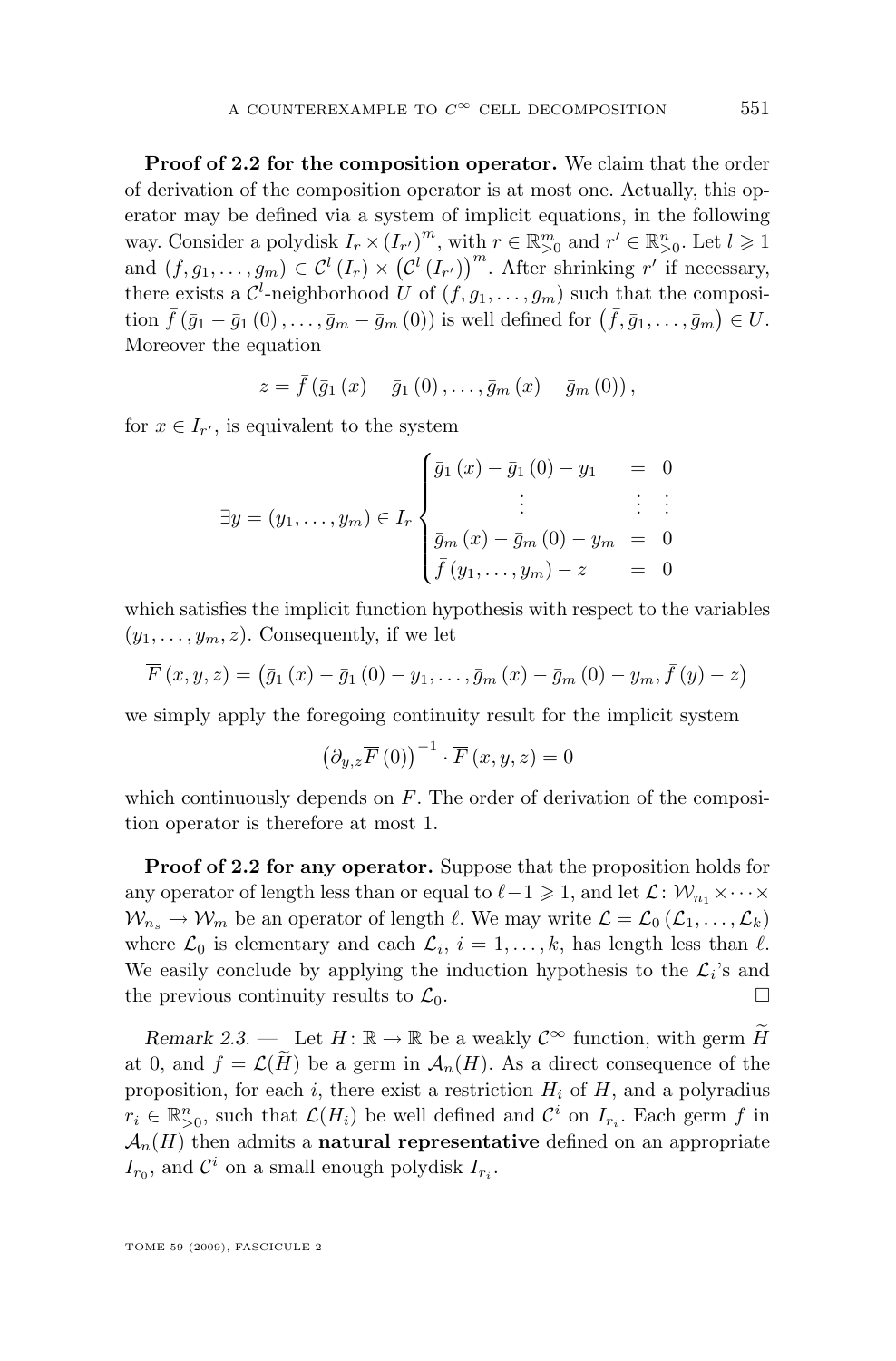**Proof of 2.2 for the composition operator.** We claim that the order of derivation of the composition operator is at most one. Actually, this operator may be defined via a system of implicit equations, in the following way. Consider a polydisk $I_r \times (I_{r'})^m$, with $r \in \mathbb{R}^m_{>0}$ and $r' \in \mathbb{R}^n_{>0}$. Let $l \geqslant 1$ and $(f, g_1, \ldots, g_m) \in \mathcal{C}^l(I_r) \times (\mathcal{C}^l(I_{r'}))^m$. After shrinking $r'$ if necessary, there exists a $\mathcal{C}^l$-neighborhood $U$ of $(f, g_1, \ldots, g_m)$ such that the composition $\bar{f}(\bar{g}_1 - \bar{g}_1(0), \ldots, \bar{g}_m - \bar{g}_m(0))$ is well defined for $(\bar{f}, \bar{g}_1, \ldots, \bar{g}_m) \in U$. Moreover the equation

$$z = \bar{f}(\bar{g}_1(x) - \bar{g}_1(0), \ldots, \bar{g}_m(x) - \bar{g}_m(0)),$$

for $x \in I_{r'}$, is equivalent to the system

$$\exists y = (y_1, \ldots, y_m) \in I_r \begin{cases} \bar{g}_1(x) - \bar{g}_1(0) - y_1 & = & 0 \\ \vdots & \vdots & \vdots \\ \bar{g}_m(x) - \bar{g}_m(0) - y_m & = & 0 \\ \bar{f}(y_1, \ldots, y_m) - z & = & 0 \end{cases}$$

which satisfies the implicit function hypothesis with respect to the variables $(y_1, \ldots, y_m, z)$. Consequently, if we let

$$\overline{F}(x, y, z) = (\bar{g}_1(x) - \bar{g}_1(0) - y_1, \ldots, \bar{g}_m(x) - \bar{g}_m(0) - y_m, \bar{f}(y) - z)$$

we simply apply the foregoing continuity result for the implicit system

$$(\partial_{y,z}\overline{F}(0))^{-1} \cdot \overline{F}(x, y, z) = 0$$

which continuously depends on $\overline{F}$. The order of derivation of the composition operator is therefore at most 1.

**Proof of 2.2 for any operator.** Suppose that the proposition holds for any operator of length less than or equal to $\ell - 1 \geqslant 1$, and let $\mathcal{L} \colon \mathcal{W}_{n_1} \times \cdots \times \mathcal{W}_{n_s} \to \mathcal{W}_m$ be an operator of length $\ell$. We may write $\mathcal{L} = \mathcal{L}_0(\mathcal{L}_1, \ldots, \mathcal{L}_k)$ where $\mathcal{L}_0$ is elementary and each $\mathcal{L}_i$, $i = 1, \ldots, k$, has length less than $\ell$. We easily conclude by applying the induction hypothesis to the $\mathcal{L}_i$'s and the previous continuity results to $\mathcal{L}_0$. □

*Remark 2.3.* — Let $H \colon \mathbb{R} \to \mathbb{R}$ be a weakly $\mathcal{C}^\infty$ function, with germ $\widetilde{H}$ at 0, and $f = \mathcal{L}(\widetilde{H})$ be a germ in $\mathcal{A}_n(H)$. As a direct consequence of the proposition, for each $i$, there exist a restriction $H_i$ of $H$, and a polyradius $r_i \in \mathbb{R}^n_{>0}$, such that $\mathcal{L}(H_i)$ be well defined and $\mathcal{C}^i$ on $I_{r_i}$. Each germ $f$ in $\mathcal{A}_n(H)$ then admits a **natural representative** defined on an appropriate $I_{r_0}$, and $\mathcal{C}^i$ on a small enough polydisk $I_{r_i}$.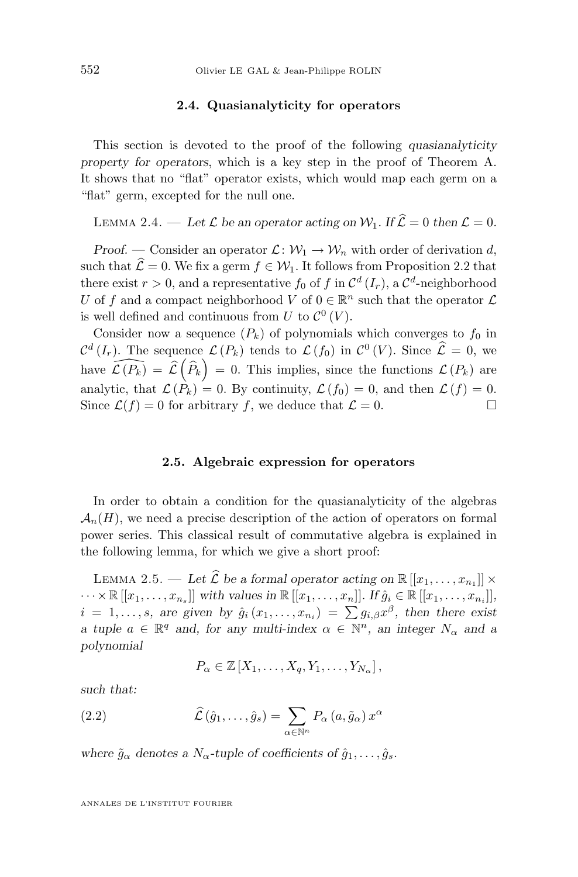### 2.4. Quasianalyticity for operators

This section is devoted to the proof of the following *quasianalyticity property for operators*, which is a key step in the proof of Theorem A. It shows that no "flat" operator exists, which would map each germ on a "flat" germ, excepted for the null one.

Lemma 2.4. — *Let $\mathcal{L}$ be an operator acting on $\mathcal{W}_1$. If $\widehat{\mathcal{L}} = 0$ then $\mathcal{L} = 0$.*

*Proof.* — Consider an operator $\mathcal{L}\colon \mathcal{W}_1 \to \mathcal{W}_n$ with order of derivation $d$, such that $\widehat{\mathcal{L}} = 0$. We fix a germ $f \in \mathcal{W}_1$. It follows from Proposition 2.2 that there exist $r > 0$, and a representative $f_0$ of $f$ in $\mathcal{C}^d(I_r)$, a $\mathcal{C}^d$-neighborhood $U$ of $f$ and a compact neighborhood $V$ of $0 \in \mathbb{R}^n$ such that the operator $\mathcal{L}$ is well defined and continuous from $U$ to $\mathcal{C}^0(V)$.

Consider now a sequence $(P_k)$ of polynomials which converges to $f_0$ in $\mathcal{C}^d(I_r)$. The sequence $\mathcal{L}(P_k)$ tends to $\mathcal{L}(f_0)$ in $\mathcal{C}^0(V)$. Since $\widehat{\mathcal{L}} = 0$, we have $\widehat{\mathcal{L}(P_k)} = \widehat{\mathcal{L}}\left(\widehat{P}_k\right) = 0$. This implies, since the functions $\mathcal{L}(P_k)$ are analytic, that $\mathcal{L}(P_k) = 0$. By continuity, $\mathcal{L}(f_0) = 0$, and then $\mathcal{L}(f) = 0$. Since $\mathcal{L}(f) = 0$ for arbitrary $f$, we deduce that $\mathcal{L} = 0$. □

### 2.5. Algebraic expression for operators

In order to obtain a condition for the quasianalyticity of the algebras $\mathcal{A}_n(H)$, we need a precise description of the action of operators on formal power series. This classical result of commutative algebra is explained in the following lemma, for which we give a short proof:

Lemma 2.5. — *Let $\widehat{\mathcal{L}}$ be a formal operator acting on $\mathbb{R}[[x_1, \ldots, x_{n_1}]] \times \cdots \times \mathbb{R}[[x_1, \ldots, x_{n_s}]]$ with values in $\mathbb{R}[[x_1, \ldots, x_n]]$. If $\hat{g}_i \in \mathbb{R}[[x_1, \ldots, x_{n_i}]]$, $i = 1, \ldots, s$, are given by $\hat{g}_i(x_1, \ldots, x_{n_i}) = \sum g_{i,\beta} x^\beta$, then there exist a tuple $a \in \mathbb{R}^q$ and, for any multi-index $\alpha \in \mathbb{N}^n$, an integer $N_\alpha$ and a polynomial*

$$P_\alpha \in \mathbb{Z}[X_1, \ldots, X_q, Y_1, \ldots, Y_{N_\alpha}],$$

*such that:*

$$\widehat{\mathcal{L}}(\hat{g}_1, \ldots, \hat{g}_s) = \sum_{\alpha \in \mathbb{N}^n} P_\alpha(a, \tilde{g}_\alpha) x^\alpha \tag{2.2}$$

*where $\tilde{g}_\alpha$ denotes a $N_\alpha$-tuple of coefficients of $\hat{g}_1, \ldots, \hat{g}_s$.*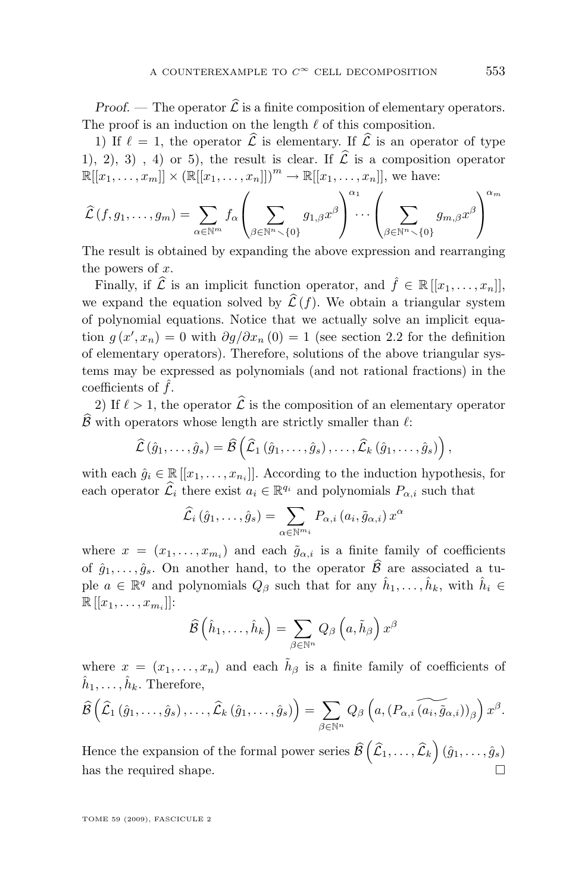*Proof.* — The operator $\widehat{\mathcal{L}}$ is a finite composition of elementary operators. The proof is an induction on the length $\ell$ of this composition.

1) If $\ell = 1$, the operator $\widehat{\mathcal{L}}$ is elementary. If $\widehat{\mathcal{L}}$ is an operator of type 1), 2), 3) , 4) or 5), the result is clear. If $\widehat{\mathcal{L}}$ is a composition operator $\mathbb{R}[[x_1,\ldots,x_m]] \times (\mathbb{R}[[x_1,\ldots,x_n]])^m \to \mathbb{R}[[x_1,\ldots,x_n]]$, we have:

$$\widehat{\mathcal{L}}\,(f,g_1,\ldots,g_m) = \sum_{\alpha\in\mathbb{N}^m} f_\alpha \left(\sum_{\beta\in\mathbb{N}^n\smallsetminus\{0\}} g_{1,\beta}x^\beta\right)^{\alpha_1}\cdots\left(\sum_{\beta\in\mathbb{N}^n\smallsetminus\{0\}} g_{m,\beta}x^\beta\right)^{\alpha_m}$$

The result is obtained by expanding the above expression and rearranging the powers of $x$.

Finally, if $\widehat{\mathcal{L}}$ is an implicit function operator, and $\hat{f} \in \mathbb{R}\,[[x_1,\ldots,x_n]]$, we expand the equation solved by $\widehat{\mathcal{L}}\,(f)$. We obtain a triangular system of polynomial equations. Notice that we actually solve an implicit equation $g\,(x',x_n) = 0$ with $\partial g/\partial x_n\,(0) = 1$ (see section 2.2 for the definition of elementary operators). Therefore, solutions of the above triangular systems may be expressed as polynomials (and not rational fractions) in the coefficients of $\hat{f}$.

2) If $\ell > 1$, the operator $\widehat{\mathcal{L}}$ is the composition of an elementary operator $\widehat{\mathcal{B}}$ with operators whose length are strictly smaller than $\ell$:

$$\widehat{\mathcal{L}}\,(\hat{g}_1,\ldots,\hat{g}_s) = \widehat{\mathcal{B}}\left(\widehat{\mathcal{L}}_1\,(\hat{g}_1,\ldots,\hat{g}_s)\,,\ldots,\widehat{\mathcal{L}}_k\,(\hat{g}_1,\ldots,\hat{g}_s)\right),$$

with each $\hat{g}_i \in \mathbb{R}\,[[x_1,\ldots,x_{n_i}]]$. According to the induction hypothesis, for each operator $\widehat{\mathcal{L}}_i$ there exist $a_i \in \mathbb{R}^{q_i}$ and polynomials $P_{\alpha,i}$ such that

$$\widehat{\mathcal{L}}_i\,(\hat{g}_1,\ldots,\hat{g}_s) = \sum_{\alpha\in\mathbb{N}^{m_i}} P_{\alpha,i}\,(a_i,\tilde{g}_{\alpha,i})\,x^\alpha$$

where $x = (x_1,\ldots,x_{m_i})$ and each $\tilde{g}_{\alpha,i}$ is a finite family of coefficients of $\hat{g}_1,\ldots,\hat{g}_s$. On another hand, to the operator $\widehat{\mathcal{B}}$ are associated a tuple $a \in \mathbb{R}^q$ and polynomials $Q_\beta$ such that for any $\hat{h}_1,\ldots,\hat{h}_k$, with $\hat{h}_i \in \mathbb{R}\,[[x_1,\ldots,x_{m_i}]]$:

$$\widehat{\mathcal{B}}\left(\hat{h}_1,\ldots,\hat{h}_k\right) = \sum_{\beta\in\mathbb{N}^n} Q_\beta\left(a,\tilde{h}_\beta\right)x^\beta$$

where $x = (x_1,\ldots,x_n)$ and each $\tilde{h}_\beta$ is a finite family of coefficients of $\hat{h}_1,\ldots,\hat{h}_k$. Therefore,

$$\widehat{\mathcal{B}}\left(\widehat{\mathcal{L}}_1\,(\hat{g}_1,\ldots,\hat{g}_s)\,,\ldots,\widehat{\mathcal{L}}_k\,(\hat{g}_1,\ldots,\hat{g}_s)\right) = \sum_{\beta\in\mathbb{N}^n} Q_\beta\left(a,(P_{\alpha,i}\widetilde{(a_i,\tilde{g}_{\alpha,i})})_\beta\right)x^\beta.$$

Hence the expansion of the formal power series $\widehat{\mathcal{B}}\left(\widehat{\mathcal{L}}_1,\ldots,\widehat{\mathcal{L}}_k\right)(\hat{g}_1,\ldots,\hat{g}_s)$ has the required shape. $\square$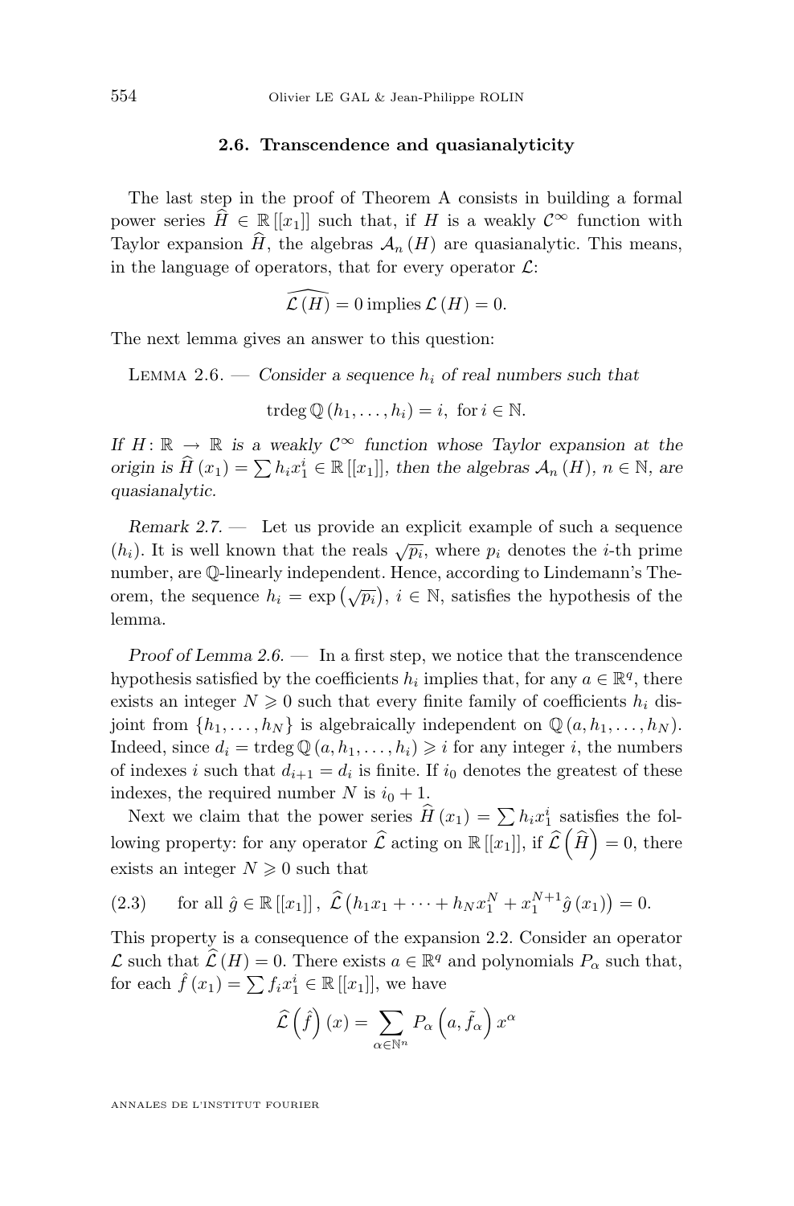### 2.6. Transcendence and quasianalyticity

The last step in the proof of Theorem A consists in building a formal power series $\widehat{H} \in \mathbb{R}[[x_1]]$ such that, if $H$ is a weakly $\mathcal{C}^\infty$ function with Taylor expansion $\widehat{H}$, the algebras $\mathcal{A}_n(H)$ are quasianalytic. This means, in the language of operators, that for every operator $\mathcal{L}$:

$$\widehat{\mathcal{L}(H)} = 0 \text{ implies } \mathcal{L}(H) = 0.$$

The next lemma gives an answer to this question:

Lemma 2.6. — *Consider a sequence $h_i$ of real numbers such that*

$$\operatorname{trdeg} \mathbb{Q}(h_1, \dots, h_i) = i, \text{ for } i \in \mathbb{N}.$$

*If $H \colon \mathbb{R} \to \mathbb{R}$ is a weakly $\mathcal{C}^\infty$ function whose Taylor expansion at the origin is $\widehat{H}(x_1) = \sum h_i x_1^i \in \mathbb{R}[[x_1]]$, then the algebras $\mathcal{A}_n(H)$, $n \in \mathbb{N}$, are quasianalytic.*

*Remark 2.7.* — Let us provide an explicit example of such a sequence $(h_i)$. It is well known that the reals $\sqrt{p_i}$, where $p_i$ denotes the $i$-th prime number, are $\mathbb{Q}$-linearly independent. Hence, according to Lindemann's Theorem, the sequence $h_i = \exp(\sqrt{p_i})$, $i \in \mathbb{N}$, satisfies the hypothesis of the lemma.

*Proof of Lemma 2.6.* — In a first step, we notice that the transcendence hypothesis satisfied by the coefficients $h_i$ implies that, for any $a \in \mathbb{R}^q$, there exists an integer $N \geqslant 0$ such that every finite family of coefficients $h_i$ disjoint from $\{h_1, \dots, h_N\}$ is algebraically independent on $\mathbb{Q}(a, h_1, \dots, h_N)$. Indeed, since $d_i = \operatorname{trdeg} \mathbb{Q}(a, h_1, \dots, h_i) \geqslant i$ for any integer $i$, the numbers of indexes $i$ such that $d_{i+1} = d_i$ is finite. If $i_0$ denotes the greatest of these indexes, the required number $N$ is $i_0 + 1$.

Next we claim that the power series $\widehat{H}(x_1) = \sum h_i x_1^i$ satisfies the following property: for any operator $\widehat{\mathcal{L}}$ acting on $\mathbb{R}[[x_1]]$, if $\widehat{\mathcal{L}}\left(\widehat{H}\right) = 0$, there exists an integer $N \geqslant 0$ such that

$$\text{(2.3)} \qquad \text{for all } \hat{g} \in \mathbb{R}[[x_1]], \ \widehat{\mathcal{L}}\left(h_1 x_1 + \dots + h_N x_1^N + x_1^{N+1} \hat{g}(x_1)\right) = 0.$$

This property is a consequence of the expansion 2.2. Consider an operator $\mathcal{L}$ such that $\widehat{\mathcal{L}}(H) = 0$. There exists $a \in \mathbb{R}^q$ and polynomials $P_\alpha$ such that, for each $\hat{f}(x_1) = \sum f_i x_1^i \in \mathbb{R}[[x_1]]$, we have

$$\widehat{\mathcal{L}}\left(\hat{f}\right)(x) = \sum_{\alpha \in \mathbb{N}^n} P_\alpha\left(a, \tilde{f}_\alpha\right) x^\alpha$$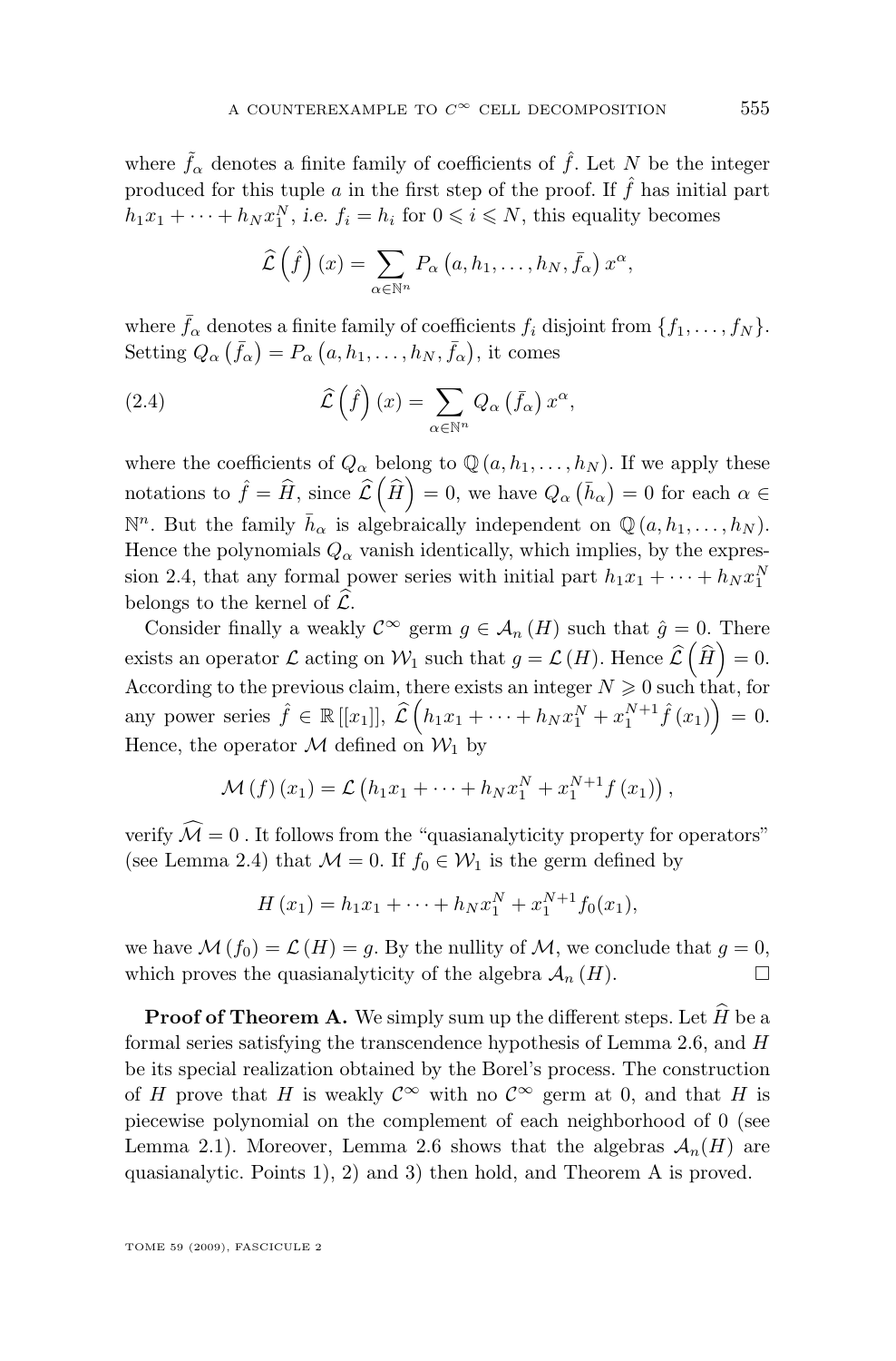where $\tilde{f}_\alpha$ denotes a finite family of coefficients of $\hat{f}$. Let $N$ be the integer produced for this tuple $a$ in the first step of the proof. If $\hat{f}$ has initial part $h_1 x_1 + \cdots + h_N x_1^N$, i.e. $f_i = h_i$ for $0 \leqslant i \leqslant N$, this equality becomes

$$\widehat{\mathcal{L}}\left(\hat{f}\right)(x) = \sum_{\alpha \in \mathbb{N}^n} P_\alpha\left(a, h_1, \ldots, h_N, \bar{f}_\alpha\right) x^\alpha,$$

where $\bar{f}_\alpha$ denotes a finite family of coefficients $f_i$ disjoint from $\{f_1, \ldots, f_N\}$. Setting $Q_\alpha\left(\bar{f}_\alpha\right) = P_\alpha\left(a, h_1, \ldots, h_N, \bar{f}_\alpha\right)$, it comes

$$\widehat{\mathcal{L}}\left(\hat{f}\right)(x) = \sum_{\alpha \in \mathbb{N}^n} Q_\alpha\left(\bar{f}_\alpha\right) x^\alpha, \tag{2.4}$$

where the coefficients of $Q_\alpha$ belong to $\mathbb{Q}(a, h_1, \ldots, h_N)$. If we apply these notations to $\hat{f} = \widehat{H}$, since $\widehat{\mathcal{L}}\left(\widehat{H}\right) = 0$, we have $Q_\alpha\left(\bar{h}_\alpha\right) = 0$ for each $\alpha \in \mathbb{N}^n$. But the family $\bar{h}_\alpha$ is algebraically independent on $\mathbb{Q}(a, h_1, \ldots, h_N)$. Hence the polynomials $Q_\alpha$ vanish identically, which implies, by the expression 2.4, that any formal power series with initial part $h_1 x_1 + \cdots + h_N x_1^N$ belongs to the kernel of $\widehat{\mathcal{L}}$.

Consider finally a weakly $\mathcal{C}^\infty$ germ $g \in \mathcal{A}_n(H)$ such that $\hat{g} = 0$. There exists an operator $\mathcal{L}$ acting on $\mathcal{W}_1$ such that $g = \mathcal{L}(H)$. Hence $\widehat{\mathcal{L}}\left(\widehat{H}\right) = 0$. According to the previous claim, there exists an integer $N \geqslant 0$ such that, for any power series $\hat{f} \in \mathbb{R}[[x_1]]$, $\widehat{\mathcal{L}}\left(h_1 x_1 + \cdots + h_N x_1^N + x_1^{N+1} \hat{f}(x_1)\right) = 0$. Hence, the operator $\mathcal{M}$ defined on $\mathcal{W}_1$ by

$$\mathcal{M}(f)(x_1) = \mathcal{L}\left(h_1 x_1 + \cdots + h_N x_1^N + x_1^{N+1} f(x_1)\right),$$

verify $\widehat{\mathcal{M}} = 0$ . It follows from the "quasianalyticity property for operators" (see Lemma 2.4) that $\mathcal{M} = 0$. If $f_0 \in \mathcal{W}_1$ is the germ defined by

$$H(x_1) = h_1 x_1 + \cdots + h_N x_1^N + x_1^{N+1} f_0(x_1),$$

we have $\mathcal{M}(f_0) = \mathcal{L}(H) = g$. By the nullity of $\mathcal{M}$, we conclude that $g = 0$, which proves the quasianalyticity of the algebra $\mathcal{A}_n(H)$. □

**Proof of Theorem A.** We simply sum up the different steps. Let $\widehat{H}$ be a formal series satisfying the transcendence hypothesis of Lemma 2.6, and $H$ be its special realization obtained by the Borel's process. The construction of $H$ prove that $H$ is weakly $\mathcal{C}^\infty$ with no $\mathcal{C}^\infty$ germ at 0, and that $H$ is piecewise polynomial on the complement of each neighborhood of 0 (see Lemma 2.1). Moreover, Lemma 2.6 shows that the algebras $\mathcal{A}_n(H)$ are quasianalytic. Points 1), 2) and 3) then hold, and Theorem A is proved.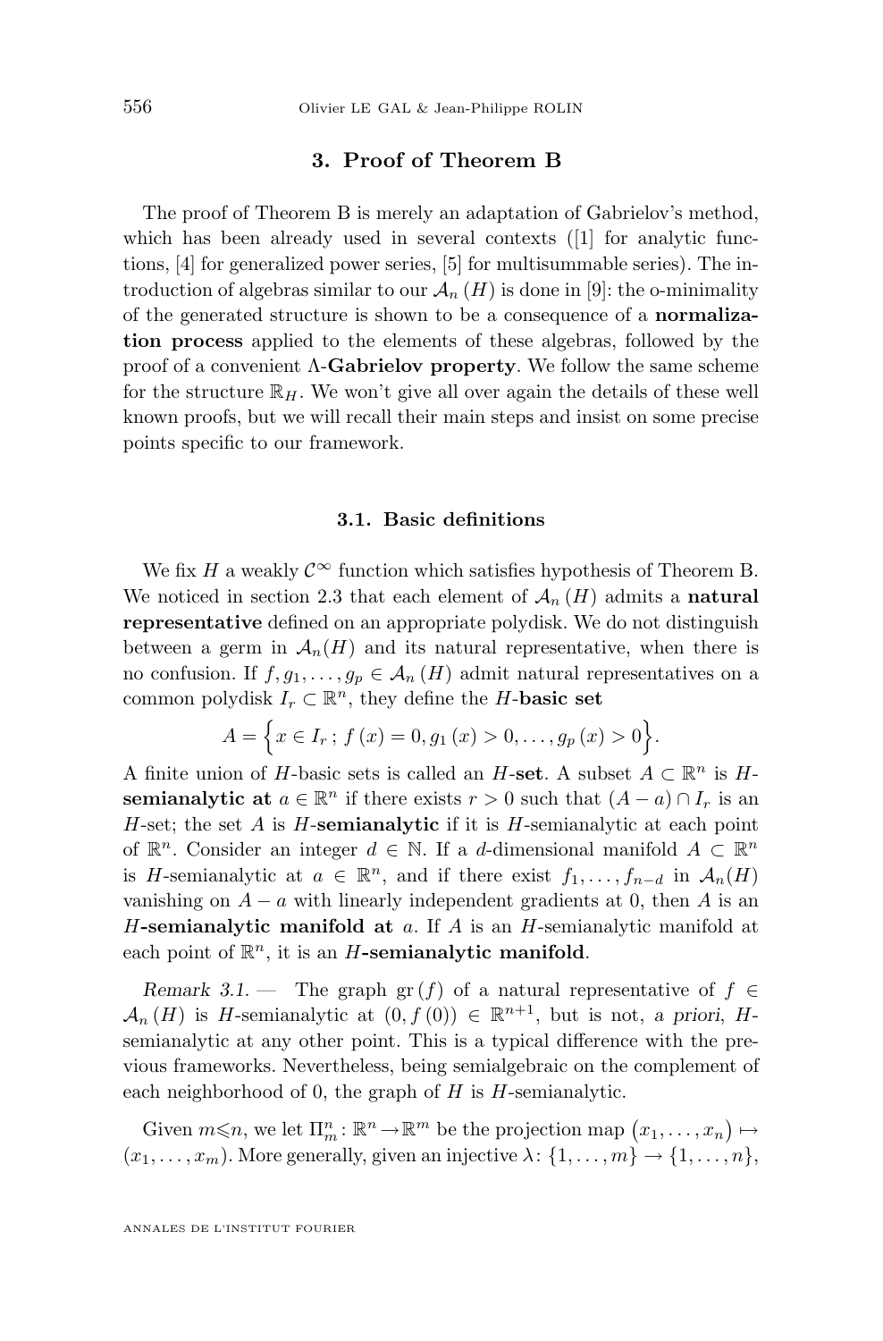## 3. Proof of Theorem B

The proof of Theorem B is merely an adaptation of Gabrielov's method, which has been already used in several contexts ([1] for analytic functions, [4] for generalized power series, [5] for multisummable series). The introduction of algebras similar to our $\mathcal{A}_n(H)$ is done in [9]: the o-minimality of the generated structure is shown to be a consequence of a **normalization process** applied to the elements of these algebras, followed by the proof of a convenient **$\Lambda$-Gabrielov property**. We follow the same scheme for the structure $\mathbb{R}_H$. We won't give all over again the details of these well known proofs, but we will recall their main steps and insist on some precise points specific to our framework.

### 3.1. Basic definitions

We fix $H$ a weakly $\mathcal{C}^\infty$ function which satisfies hypothesis of Theorem B. We noticed in section 2.3 that each element of $\mathcal{A}_n(H)$ admits a **natural representative** defined on an appropriate polydisk. We do not distinguish between a germ in $\mathcal{A}_n(H)$ and its natural representative, when there is no confusion. If $f, g_1, \ldots, g_p \in \mathcal{A}_n(H)$ admit natural representatives on a common polydisk $I_r \subset \mathbb{R}^n$, they define the **$H$-basic set**

$$A = \Big\{x \in I_r\,;\, f(x) = 0, g_1(x) > 0, \ldots, g_p(x) > 0\Big\}.$$

A finite union of $H$-basic sets is called an **$H$-set**. A subset $A \subset \mathbb{R}^n$ is **$H$-semianalytic at** $a \in \mathbb{R}^n$ if there exists $r > 0$ such that $(A - a) \cap I_r$ is an $H$-set; the set $A$ is **$H$-semianalytic** if it is $H$-semianalytic at each point of $\mathbb{R}^n$. Consider an integer $d \in \mathbb{N}$. If a $d$-dimensional manifold $A \subset \mathbb{R}^n$ is $H$-semianalytic at $a \in \mathbb{R}^n$, and if there exist $f_1, \ldots, f_{n-d}$ in $\mathcal{A}_n(H)$ vanishing on $A - a$ with linearly independent gradients at 0, then $A$ is an **$H$-semianalytic manifold at** $a$. If $A$ is an $H$-semianalytic manifold at each point of $\mathbb{R}^n$, it is an **$H$-semianalytic manifold**.

*Remark 3.1.* — The graph $\mathrm{gr}(f)$ of a natural representative of $f \in \mathcal{A}_n(H)$ is $H$-semianalytic at $(0, f(0)) \in \mathbb{R}^{n+1}$, but is not, *a priori*, $H$-semianalytic at any other point. This is a typical difference with the previous frameworks. Nevertheless, being semialgebraic on the complement of each neighborhood of 0, the graph of $H$ is $H$-semianalytic.

Given $m \leqslant n$, we let $\Pi^n_m \colon \mathbb{R}^n \to \mathbb{R}^m$ be the projection map $(x_1, \ldots, x_n) \mapsto (x_1, \ldots, x_m)$. More generally, given an injective $\lambda\colon \{1, \ldots, m\} \to \{1, \ldots, n\}$,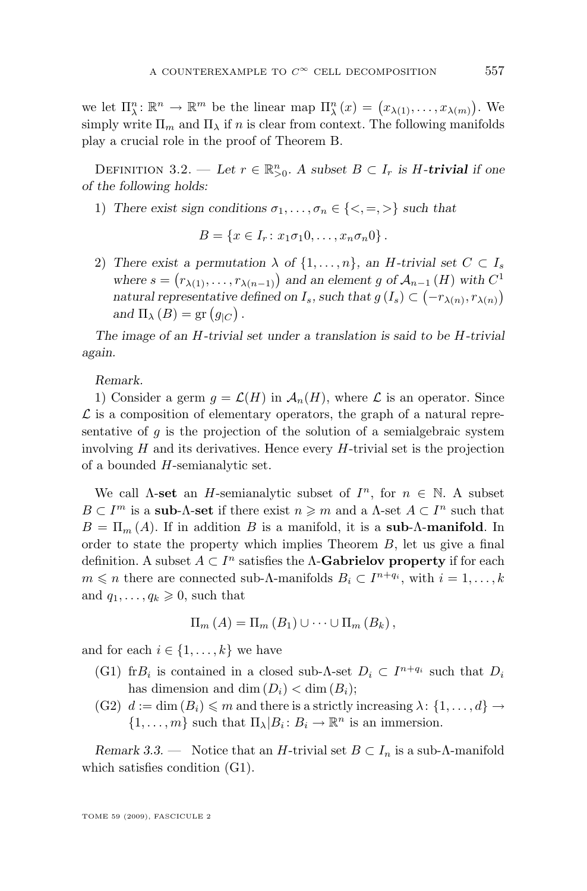we let $\Pi^n_\lambda\colon \mathbb{R}^n \to \mathbb{R}^m$ be the linear map $\Pi^n_\lambda(x) = \left(x_{\lambda(1)}, \ldots, x_{\lambda(m)}\right)$. We simply write $\Pi_m$ and $\Pi_\lambda$ if $n$ is clear from context. The following manifolds play a crucial role in the proof of Theorem B.

Definition 3.2. — *Let $r \in \mathbb{R}^n_{>0}$. A subset $B \subset I_r$ is $H$-**trivial** if one of the following holds:*

1) *There exist sign conditions $\sigma_1, \ldots, \sigma_n \in \{<, =, >\}$ such that*

$$B = \{x \in I_r \colon x_1 \sigma_1 0, \ldots, x_n \sigma_n 0\}.$$

2) *There exist a permutation $\lambda$ of $\{1, \ldots, n\}$, an $H$-trivial set $C \subset I_s$ where $s = \left(r_{\lambda(1)}, \ldots, r_{\lambda(n-1)}\right)$ and an element $g$ of $\mathcal{A}_{n-1}(H)$ with $C^1$ natural representative defined on $I_s$, such that $g(I_s) \subset \left(-r_{\lambda(n)}, r_{\lambda(n)}\right)$ and $\Pi_\lambda(B) = \operatorname{gr}\left(g_{|C}\right)$.*

*The image of an $H$-trivial set under a translation is said to be $H$-trivial again.*

*Remark.*

1) Consider a germ $g = \mathcal{L}(H)$ in $\mathcal{A}_n(H)$, where $\mathcal{L}$ is an operator. Since $\mathcal{L}$ is a composition of elementary operators, the graph of a natural representative of $g$ is the projection of the solution of a semialgebraic system involving $H$ and its derivatives. Hence every $H$-trivial set is the projection of a bounded $H$-semianalytic set.

We call **$\Lambda$-set** an $H$-semianalytic subset of $I^n$, for $n \in \mathbb{N}$. A subset $B \subset I^m$ is a **sub-$\Lambda$-set** if there exist $n \geqslant m$ and a $\Lambda$-set $A \subset I^n$ such that $B = \Pi_m(A)$. If in addition $B$ is a manifold, it is a **sub-$\Lambda$-manifold**. In order to state the property which implies Theorem $B$, let us give a final definition. A subset $A \subset I^n$ satisfies the **$\Lambda$-Gabrielov property** if for each $m \leqslant n$ there are connected sub-$\Lambda$-manifolds $B_i \subset I^{n+q_i}$, with $i = 1, \ldots, k$ and $q_1, \ldots, q_k \geqslant 0$, such that

$$\Pi_m(A) = \Pi_m(B_1) \cup \cdots \cup \Pi_m(B_k),$$

and for each $i \in \{1, \ldots, k\}$ we have

(G1) $\operatorname{fr} B_i$ is contained in a closed sub-$\Lambda$-set $D_i \subset I^{n+q_i}$ such that $D_i$ has dimension and $\dim(D_i) < \dim(B_i)$;

(G2) $d := \dim(B_i) \leqslant m$ and there is a strictly increasing $\lambda\colon \{1, \ldots, d\} \to \{1, \ldots, m\}$ such that $\Pi_\lambda | B_i \colon B_i \to \mathbb{R}^n$ is an immersion.

*Remark 3.3.* — Notice that an $H$-trivial set $B \subset I_n$ is a sub-$\Lambda$-manifold which satisfies condition (G1).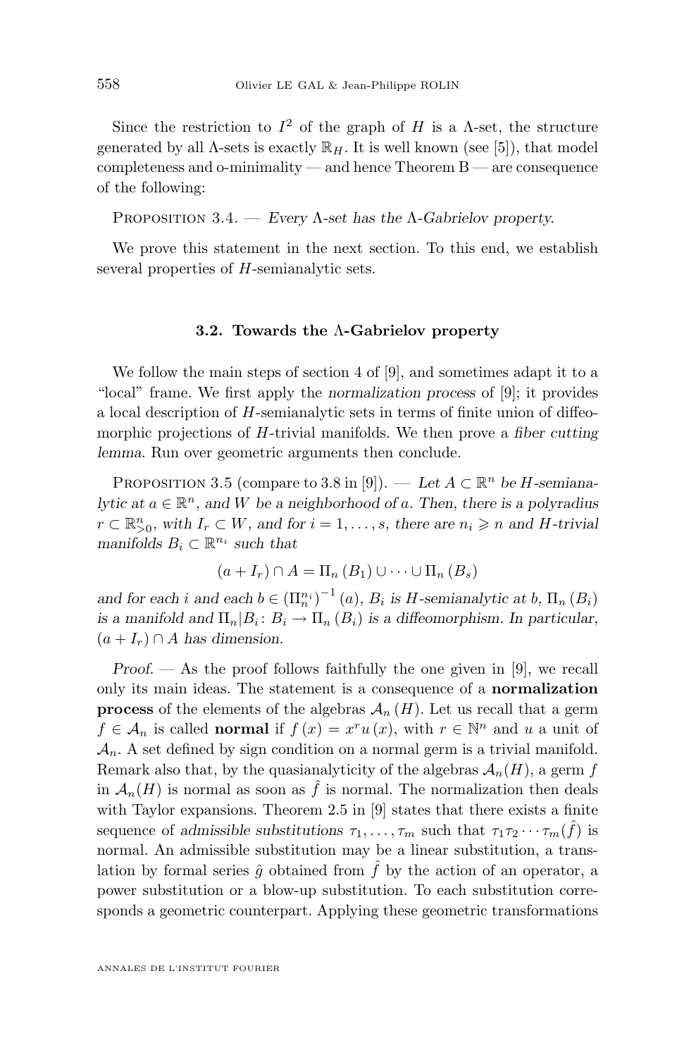Since the restriction to $I^2$ of the graph of $H$ is a $\Lambda$-set, the structure generated by all $\Lambda$-sets is exactly $\mathbb{R}_H$. It is well known (see [5]), that model completeness and o-minimality — and hence Theorem B — are consequence of the following:

Proposition 3.4. — *Every $\Lambda$-set has the $\Lambda$-Gabrielov property.*

We prove this statement in the next section. To this end, we establish several properties of $H$-semianalytic sets.

### 3.2. Towards the $\Lambda$-Gabrielov property

We follow the main steps of section 4 of [9], and sometimes adapt it to a "local" frame. We first apply the *normalization process* of [9]; it provides a local description of $H$-semianalytic sets in terms of finite union of diffeomorphic projections of $H$-trivial manifolds. We then prove a *fiber cutting lemma*. Run over geometric arguments then conclude.

Proposition 3.5 (compare to 3.8 in [9]). — *Let $A \subset \mathbb{R}^n$ be $H$-semianalytic at $a \in \mathbb{R}^n$, and $W$ be a neighborhood of $a$. Then, there is a polyradius $r \subset \mathbb{R}^n_{>0}$, with $I_r \subset W$, and for $i = 1, \ldots, s$, there are $n_i \geqslant n$ and $H$-trivial manifolds $B_i \subset \mathbb{R}^{n_i}$ such that*

$$(a + I_r) \cap A = \Pi_n (B_1) \cup \cdots \cup \Pi_n (B_s)$$

*and for each $i$ and each $b \in (\Pi_n^{n_i})^{-1}(a)$, $B_i$ is $H$-semianalytic at $b$, $\Pi_n (B_i)$ is a manifold and $\Pi_n|B_i \colon B_i \to \Pi_n (B_i)$ is a diffeomorphism. In particular, $(a + I_r) \cap A$ has dimension.*

*Proof.* — As the proof follows faithfully the one given in [9], we recall only its main ideas. The statement is a consequence of a **normalization process** of the elements of the algebras $\mathcal{A}_n(H)$. Let us recall that a germ $f \in \mathcal{A}_n$ is called **normal** if $f(x) = x^r u(x)$, with $r \in \mathbb{N}^n$ and $u$ a unit of $\mathcal{A}_n$. A set defined by sign condition on a normal germ is a trivial manifold. Remark also that, by the quasianalyticity of the algebras $\mathcal{A}_n(H)$, a germ $f$ in $\mathcal{A}_n(H)$ is normal as soon as $\hat{f}$ is normal. The normalization then deals with Taylor expansions. Theorem 2.5 in [9] states that there exists a finite sequence of *admissible substitutions* $\tau_1, \ldots, \tau_m$ such that $\tau_1 \tau_2 \cdots \tau_m(\hat{f})$ is normal. An admissible substitution may be a linear substitution, a translation by formal series $\hat{g}$ obtained from $\hat{f}$ by the action of an operator, a power substitution or a blow-up substitution. To each substitution corresponds a geometric counterpart. Applying these geometric transformations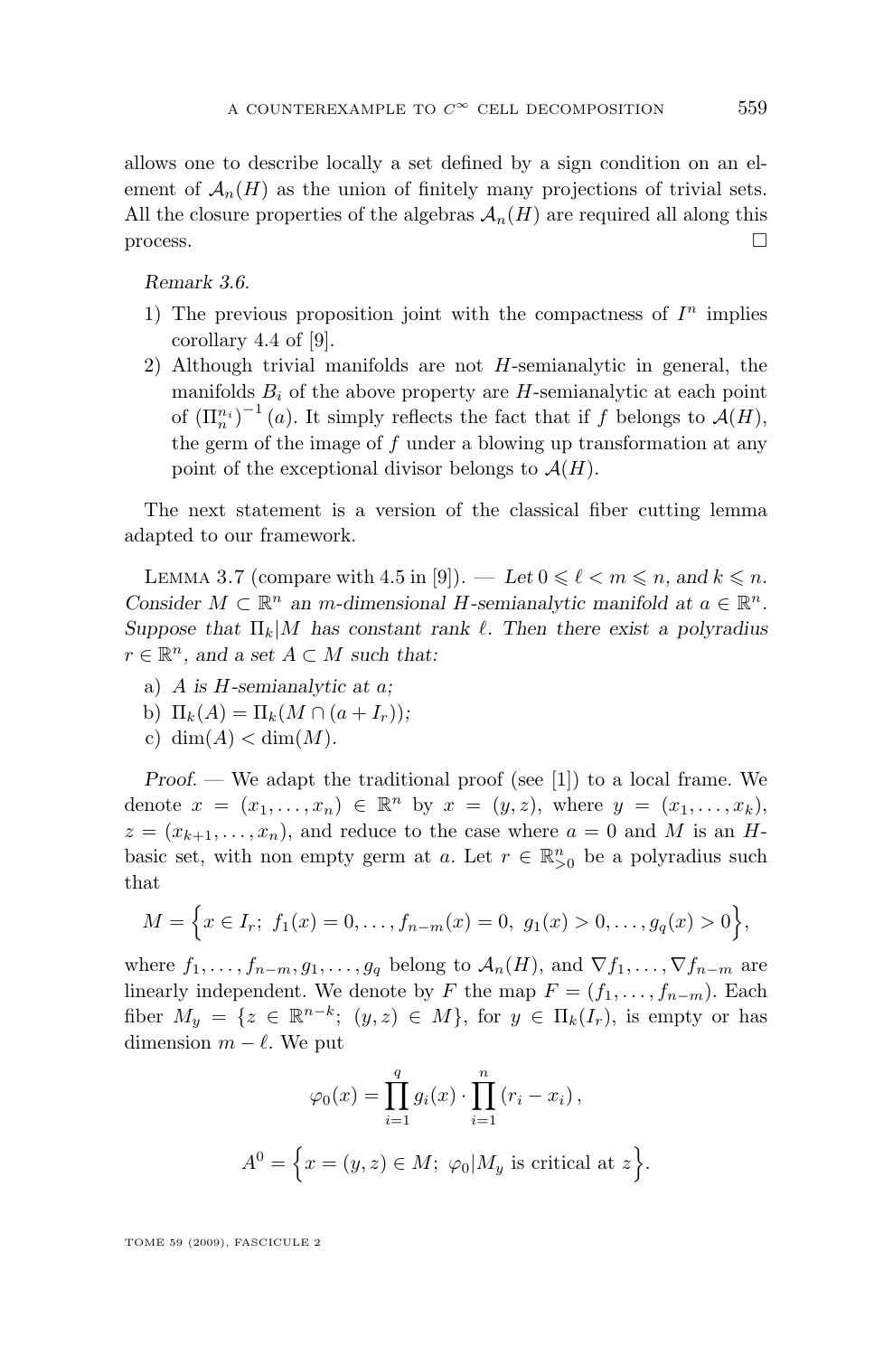allows one to describe locally a set defined by a sign condition on an element of $\mathcal{A}_n(H)$ as the union of finitely many projections of trivial sets. All the closure properties of the algebras $\mathcal{A}_n(H)$ are required all along this process. □

*Remark 3.6.*

1) The previous proposition joint with the compactness of $I^n$ implies corollary 4.4 of [9].
2) Although trivial manifolds are not $H$-semianalytic in general, the manifolds $B_i$ of the above property are $H$-semianalytic at each point of $(\Pi_n^{n_i})^{-1}(a)$. It simply reflects the fact that if $f$ belongs to $\mathcal{A}(H)$, the germ of the image of $f$ under a blowing up transformation at any point of the exceptional divisor belongs to $\mathcal{A}(H)$.

The next statement is a version of the classical fiber cutting lemma adapted to our framework.

Lemma 3.7 (compare with 4.5 in [9]). — *Let $0 \leqslant \ell < m \leqslant n$, and $k \leqslant n$. Consider $M \subset \mathbb{R}^n$ an $m$-dimensional $H$-semianalytic manifold at $a \in \mathbb{R}^n$. Suppose that $\Pi_k|M$ has constant rank $\ell$. Then there exist a polyradius $r \in \mathbb{R}^n$, and a set $A \subset M$ such that:*

a) *$A$ is $H$-semianalytic at $a$;*
b) *$\Pi_k(A) = \Pi_k(M \cap (a + I_r))$;*
c) *$\dim(A) < \dim(M)$.*

*Proof.* — We adapt the traditional proof (see [1]) to a local frame. We denote $x = (x_1, \dots, x_n) \in \mathbb{R}^n$ by $x = (y, z)$, where $y = (x_1, \dots, x_k)$, $z = (x_{k+1}, \dots, x_n)$, and reduce to the case where $a = 0$ and $M$ is an $H$-basic set, with non empty germ at $a$. Let $r \in \mathbb{R}^n_{>0}$ be a polyradius such that

$$M = \Big\{x \in I_r;\ f_1(x) = 0, \dots, f_{n-m}(x) = 0,\ g_1(x) > 0, \dots, g_q(x) > 0\Big\},$$

where $f_1, \dots, f_{n-m}, g_1, \dots, g_q$ belong to $\mathcal{A}_n(H)$, and $\nabla f_1, \dots, \nabla f_{n-m}$ are linearly independent. We denote by $F$ the map $F = (f_1, \dots, f_{n-m})$. Each fiber $M_y = \{z \in \mathbb{R}^{n-k};\ (y, z) \in M\}$, for $y \in \Pi_k(I_r)$, is empty or has dimension $m - \ell$. We put

$$\varphi_0(x) = \prod_{i=1}^{q} g_i(x) \cdot \prod_{i=1}^{n} (r_i - x_i)\,,$$

$$A^0 = \Big\{x = (y, z) \in M;\ \varphi_0|M_y \text{ is critical at } z\Big\}.$$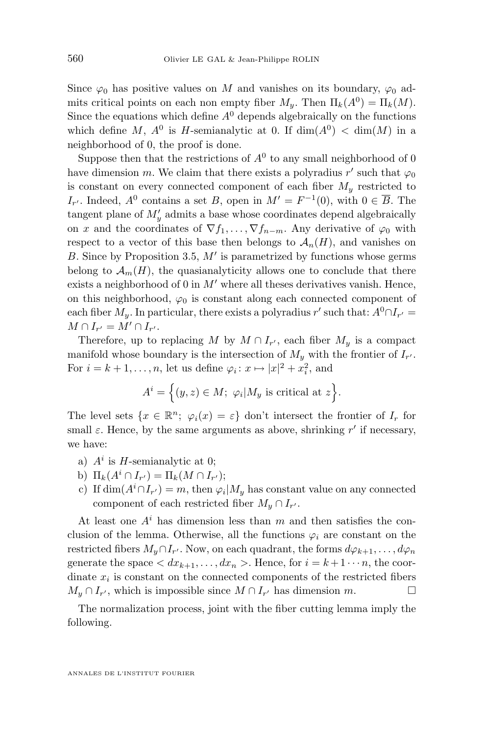Since $\varphi_0$ has positive values on $M$ and vanishes on its boundary, $\varphi_0$ admits critical points on each non empty fiber $M_y$. Then $\Pi_k(A^0) = \Pi_k(M)$. Since the equations which define $A^0$ depends algebraically on the functions which define $M$, $A^0$ is $H$-semianalytic at 0. If $\dim(A^0) < \dim(M)$ in a neighborhood of 0, the proof is done.

Suppose then that the restrictions of $A^0$ to any small neighborhood of 0 have dimension $m$. We claim that there exists a polyradius $r'$ such that $\varphi_0$ is constant on every connected component of each fiber $M_y$ restricted to $I_{r'}$. Indeed, $A^0$ contains a set $B$, open in $M' = F^{-1}(0)$, with $0 \in \overline{B}$. The tangent plane of $M'_y$ admits a base whose coordinates depend algebraically on $x$ and the coordinates of $\nabla f_1, \ldots, \nabla f_{n-m}$. Any derivative of $\varphi_0$ with respect to a vector of this base then belongs to $\mathcal{A}_n(H)$, and vanishes on $B$. Since by Proposition 3.5, $M'$ is parametrized by functions whose germs belong to $\mathcal{A}_m(H)$, the quasianalyticity allows one to conclude that there exists a neighborhood of 0 in $M'$ where all theses derivatives vanish. Hence, on this neighborhood, $\varphi_0$ is constant along each connected component of each fiber $M_y$. In particular, there exists a polyradius $r'$ such that: $A^0 \cap I_{r'} = M \cap I_{r'} = M' \cap I_{r'}$.

Therefore, up to replacing $M$ by $M \cap I_{r'}$, each fiber $M_y$ is a compact manifold whose boundary is the intersection of $M_y$ with the frontier of $I_{r'}$. For $i = k+1, \ldots, n$, let us define $\varphi_i \colon x \mapsto |x|^2 + x_i^2$, and

$$A^i = \Big\{(y,z) \in M;\ \varphi_i|M_y \text{ is critical at } z\Big\}.$$

The level sets $\{x \in \mathbb{R}^n;\ \varphi_i(x) = \varepsilon\}$ don't intersect the frontier of $I_r$ for small $\varepsilon$. Hence, by the same arguments as above, shrinking $r'$ if necessary, we have:

a) $A^i$ is $H$-semianalytic at 0;

b) $\Pi_k(A^i \cap I_{r'}) = \Pi_k(M \cap I_{r'})$;

c) If $\dim(A^i \cap I_{r'}) = m$, then $\varphi_i|M_y$ has constant value on any connected component of each restricted fiber $M_y \cap I_{r'}$.

At least one $A^i$ has dimension less than $m$ and then satisfies the conclusion of the lemma. Otherwise, all the functions $\varphi_i$ are constant on the restricted fibers $M_y \cap I_{r'}$. Now, on each quadrant, the forms $d\varphi_{k+1}, \ldots, d\varphi_n$ generate the space $< dx_{k+1}, \ldots, dx_n >$. Hence, for $i = k+1 \cdots n$, the coordinate $x_i$ is constant on the connected components of the restricted fibers $M_y \cap I_{r'}$, which is impossible since $M \cap I_{r'}$ has dimension $m$. $\square$

The normalization process, joint with the fiber cutting lemma imply the following.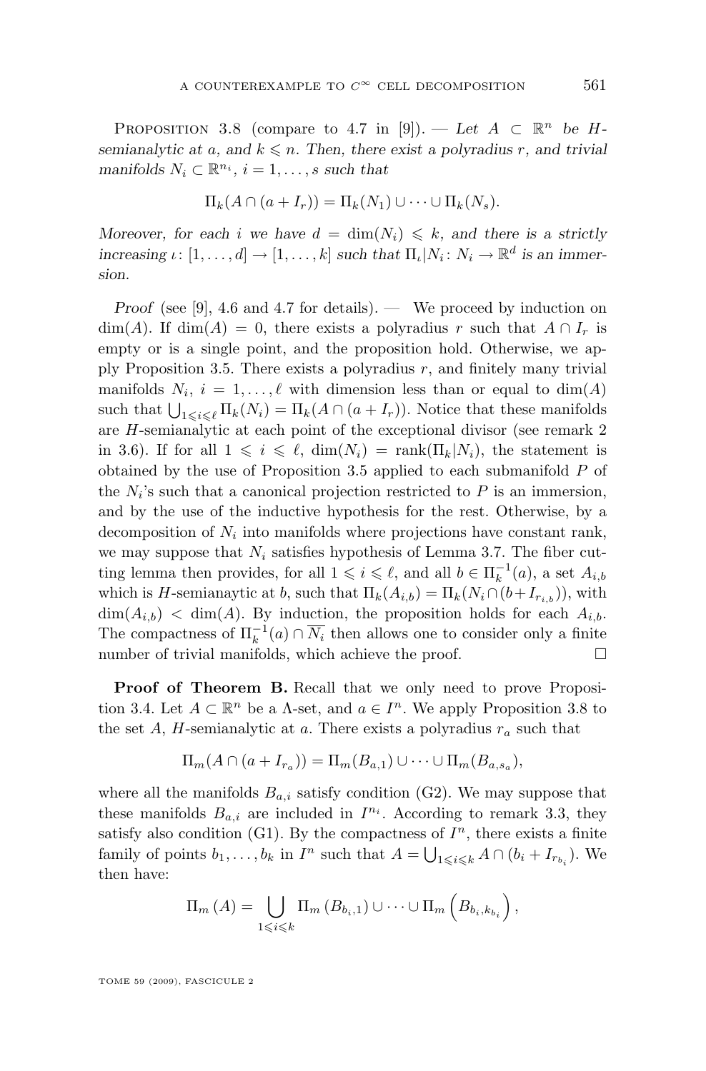Proposition 3.8 (compare to 4.7 in [9]). — *Let $A \subset \mathbb{R}^n$ be $H$-semianalytic at $a$, and $k \leqslant n$. Then, there exist a polyradius $r$, and trivial manifolds $N_i \subset \mathbb{R}^{n_i}$, $i = 1, \ldots, s$ such that*

$$\Pi_k(A \cap (a + I_r)) = \Pi_k(N_1) \cup \cdots \cup \Pi_k(N_s).$$

*Moreover, for each $i$ we have $d = \dim(N_i) \leqslant k$, and there is a strictly increasing $\iota\colon [1, \ldots, d] \to [1, \ldots, k]$ such that $\Pi_\iota|N_i \colon N_i \to \mathbb{R}^d$ is an immersion.*

*Proof* (see [9], 4.6 and 4.7 for details). — We proceed by induction on $\dim(A)$. If $\dim(A) = 0$, there exists a polyradius $r$ such that $A \cap I_r$ is empty or is a single point, and the proposition hold. Otherwise, we apply Proposition 3.5. There exists a polyradius $r$, and finitely many trivial manifolds $N_i$, $i = 1, \ldots, \ell$ with dimension less than or equal to $\dim(A)$ such that $\bigcup_{1 \leqslant i \leqslant \ell} \Pi_k(N_i) = \Pi_k(A \cap (a + I_r))$. Notice that these manifolds are $H$-semianalytic at each point of the exceptional divisor (see remark 2 in 3.6). If for all $1 \leqslant i \leqslant \ell$, $\dim(N_i) = \operatorname{rank}(\Pi_k|N_i)$, the statement is obtained by the use of Proposition 3.5 applied to each submanifold $P$ of the $N_i$'s such that a canonical projection restricted to $P$ is an immersion, and by the use of the inductive hypothesis for the rest. Otherwise, by a decomposition of $N_i$ into manifolds where projections have constant rank, we may suppose that $N_i$ satisfies hypothesis of Lemma 3.7. The fiber cutting lemma then provides, for all $1 \leqslant i \leqslant \ell$, and all $b \in \Pi_k^{-1}(a)$, a set $A_{i,b}$ which is $H$-semianaytic at $b$, such that $\Pi_k(A_{i,b}) = \Pi_k(N_i \cap (b + I_{r_{i,b}}))$, with $\dim(A_{i,b}) < \dim(A)$. By induction, the proposition holds for each $A_{i,b}$. The compactness of $\Pi_k^{-1}(a) \cap \overline{N_i}$ then allows one to consider only a finite number of trivial manifolds, which achieve the proof. $\square$

**Proof of Theorem B.** Recall that we only need to prove Proposition 3.4. Let $A \subset \mathbb{R}^n$ be a $\Lambda$-set, and $a \in I^n$. We apply Proposition 3.8 to the set $A$, $H$-semianalytic at $a$. There exists a polyradius $r_a$ such that

$$\Pi_m(A \cap (a + I_{r_a})) = \Pi_m(B_{a,1}) \cup \cdots \cup \Pi_m(B_{a,s_a}),$$

where all the manifolds $B_{a,i}$ satisfy condition (G2). We may suppose that these manifolds $B_{a,i}$ are included in $I^{n_i}$. According to remark 3.3, they satisfy also condition (G1). By the compactness of $I^n$, there exists a finite family of points $b_1, \ldots, b_k$ in $I^n$ such that $A = \bigcup_{1 \leqslant i \leqslant k} A \cap (b_i + I_{r_{b_i}})$. We then have:

$$\Pi_m(A) = \bigcup_{1 \leqslant i \leqslant k} \Pi_m(B_{b_i,1}) \cup \cdots \cup \Pi_m\left(B_{b_i,k_{b_i}}\right),$$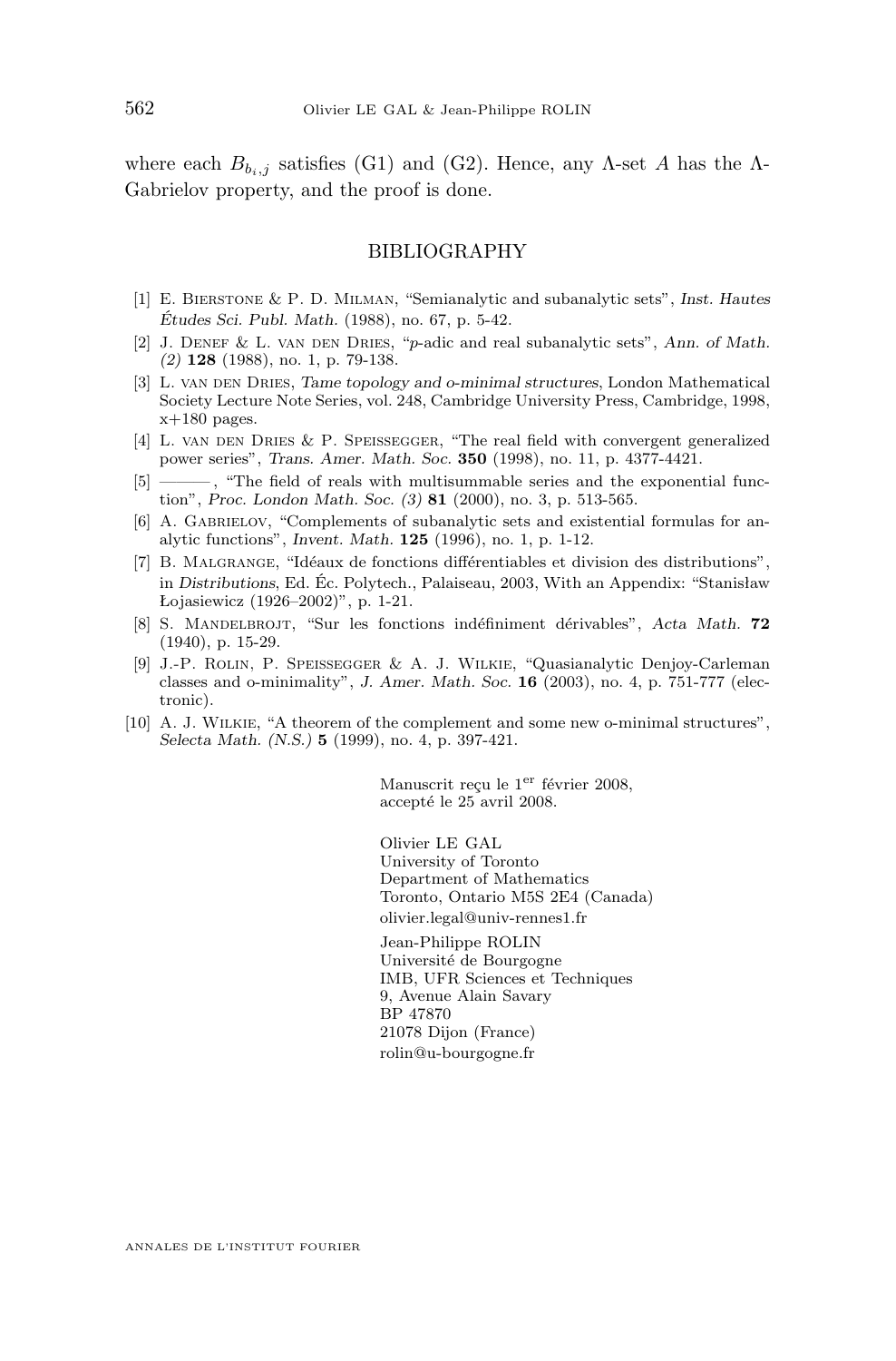where each $B_{b_i,j}$ satisfies (G1) and (G2). Hence, any $\Lambda$-set $A$ has the $\Lambda$-Gabrielov property, and the proof is done.

## BIBLIOGRAPHY

[1] E. Bierstone & P. D. Milman, "Semianalytic and subanalytic sets", *Inst. Hautes Études Sci. Publ. Math.* (1988), no. 67, p. 5-42.

[2] J. Denef & L. van den Dries, "$p$-adic and real subanalytic sets", *Ann. of Math. (2)* **128** (1988), no. 1, p. 79-138.

[3] L. van den Dries, *Tame topology and o-minimal structures*, London Mathematical Society Lecture Note Series, vol. 248, Cambridge University Press, Cambridge, 1998, x+180 pages.

[4] L. van den Dries & P. Speissegger, "The real field with convergent generalized power series", *Trans. Amer. Math. Soc.* **350** (1998), no. 11, p. 4377-4421.

[5] ———, "The field of reals with multisummable series and the exponential function", *Proc. London Math. Soc. (3)* **81** (2000), no. 3, p. 513-565.

[6] A. Gabrielov, "Complements of subanalytic sets and existential formulas for analytic functions", *Invent. Math.* **125** (1996), no. 1, p. 1-12.

[7] B. Malgrange, "Idéaux de fonctions différentiables et division des distributions", in *Distributions*, Ed. Éc. Polytech., Palaiseau, 2003, With an Appendix: "Stanisław Łojasiewicz (1926–2002)", p. 1-21.

[8] S. Mandelbrojt, "Sur les fonctions indéfiniment dérivables", *Acta Math.* **72** (1940), p. 15-29.

[9] J.-P. Rolin, P. Speissegger & A. J. Wilkie, "Quasianalytic Denjoy-Carleman classes and o-minimality", *J. Amer. Math. Soc.* **16** (2003), no. 4, p. 751-777 (electronic).

[10] A. J. Wilkie, "A theorem of the complement and some new o-minimal structures", *Selecta Math. (N.S.)* **5** (1999), no. 4, p. 397-421.

Manuscrit reçu le 1er février 2008,
accepté le 25 avril 2008.

Olivier LE GAL
University of Toronto
Department of Mathematics
Toronto, Ontario M5S 2E4 (Canada)
olivier.legal@univ-rennes1.fr

Jean-Philippe ROLIN
Université de Bourgogne
IMB, UFR Sciences et Techniques
9, Avenue Alain Savary
BP 47870
21078 Dijon (France)
rolin@u-bourgogne.fr